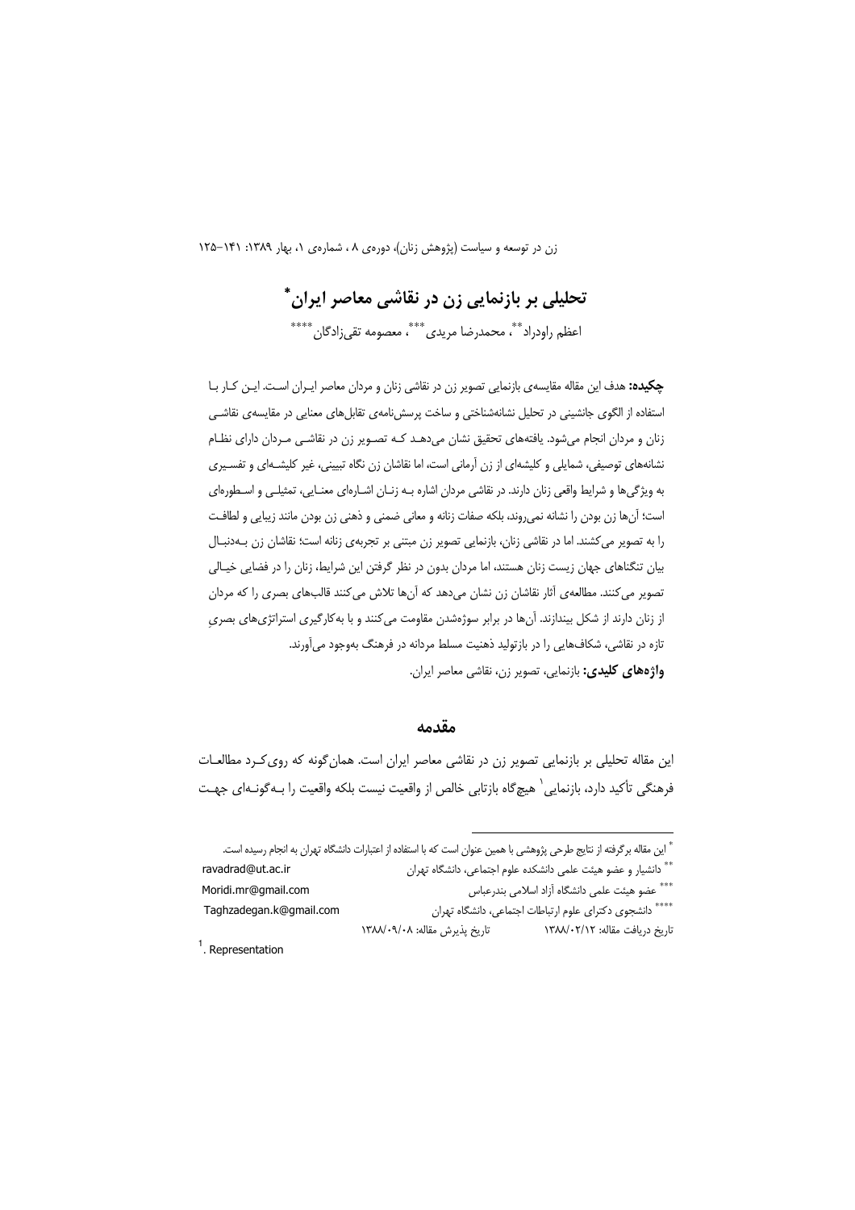# تحلیلی بر بازنمایی زن در نقاشی معاصر ایران*

اعظم راودراد**، محمدرضا مریدی***، معصومه تقی‌زادگان****

**چکیده:** هدف این مقاله مقایسه‌ی بازنمایی تصویر زن در نقاشی زنان و مردان معاصر ایران است. این کار با استفاده از الگوی جانشینی در تحلیل نشانه‌شناختی و ساخت پرسش‌نامه‌ی تقابل‌های معنایی در مقایسه‌ی نقاشی زنان و مردان انجام می‌شود. یافته‌های تحقیق نشان می‌دهد که تصویر زن در نقاشی مردان دارای نظام نشانه‌های توصیفی، شمایلی و کلیشه‌ای از زن آرمانی است، اما نقاشان زن نگاه تبیینی، غیر کلیشه‌ای و تفسیری به ویژگی‌ها و شرایط واقعی زنان دارند. در نقاشی مردان اشاره به زنان اشاره‌ای معنایی، تمثیلی و اسطوره‌ای است؛ آن‌ها زن بودن را نشانه نمی‌روند، بلکه صفات زنانه و معانی ضمنی و ذهنی زن بودن مانند زیبایی و لطافت را به تصویر می‌کشند. اما در نقاشی زنان، بازنمایی تصویر زن مبتنی بر تجربه‌ی زنانه است؛ نقاشان زن به‌دنبال بیان تنگناهای جهان زیست زنان هستند، اما مردان بدون در نظر گرفتن این شرایط، زنان را در فضایی خیالی تصویر می‌کنند. مطالعه‌ی آثار نقاشان زن نشان می‌دهد که آن‌ها تلاش می‌کنند قالب‌های بصری را که مردان از زنان دارند از شکل بیندازند. آن‌ها در برابر سوژه‌شدن مقاومت می‌کنند و با به‌کارگیری استراتژی‌های بصریِ تازه در نقاشی، شکاف‌هایی را در بازتولید ذهنیت مسلط مردانه در فرهنگ به‌وجود می‌آورند.

**واژه‌های کلیدی:** بازنمایی، تصویر زن، نقاشی معاصر ایران.

## مقدمه

این مقاله تحلیلی بر بازنمایی تصویر زن در نقاشی معاصر ایران است. همان‌گونه که روی‌کرد مطالعات فرهنگی تأکید دارد، بازنمایی[1] هیچ‌گاه بازتابی خالص از واقعیت نیست بلکه واقعیت را به‌گونه‌ای جهت

---

* این مقاله برگرفته از نتایج طرحی پژوهشی با همین عنوان است که با استفاده از اعتبارات دانشگاه تهران به انجام رسیده است.

** دانشیار و عضو هیئت علمی دانشکده علوم اجتماعی، دانشگاه تهران ravadrad@ut.ac.ir

*** عضو هیئت علمی دانشگاه آزاد اسلامی بندرعباس Moridi.mr@gmail.com

**** دانشجوی دکترای علوم ارتباطات اجتماعی، دانشگاه تهران Taghzadegan.k@gmail.com

تاریخ دریافت مقاله: ۱۳۸۸/۰۲/۱۲ تاریخ پذیرش مقاله: ۱۳۸۸/۰۹/۰۸

[1]. Representation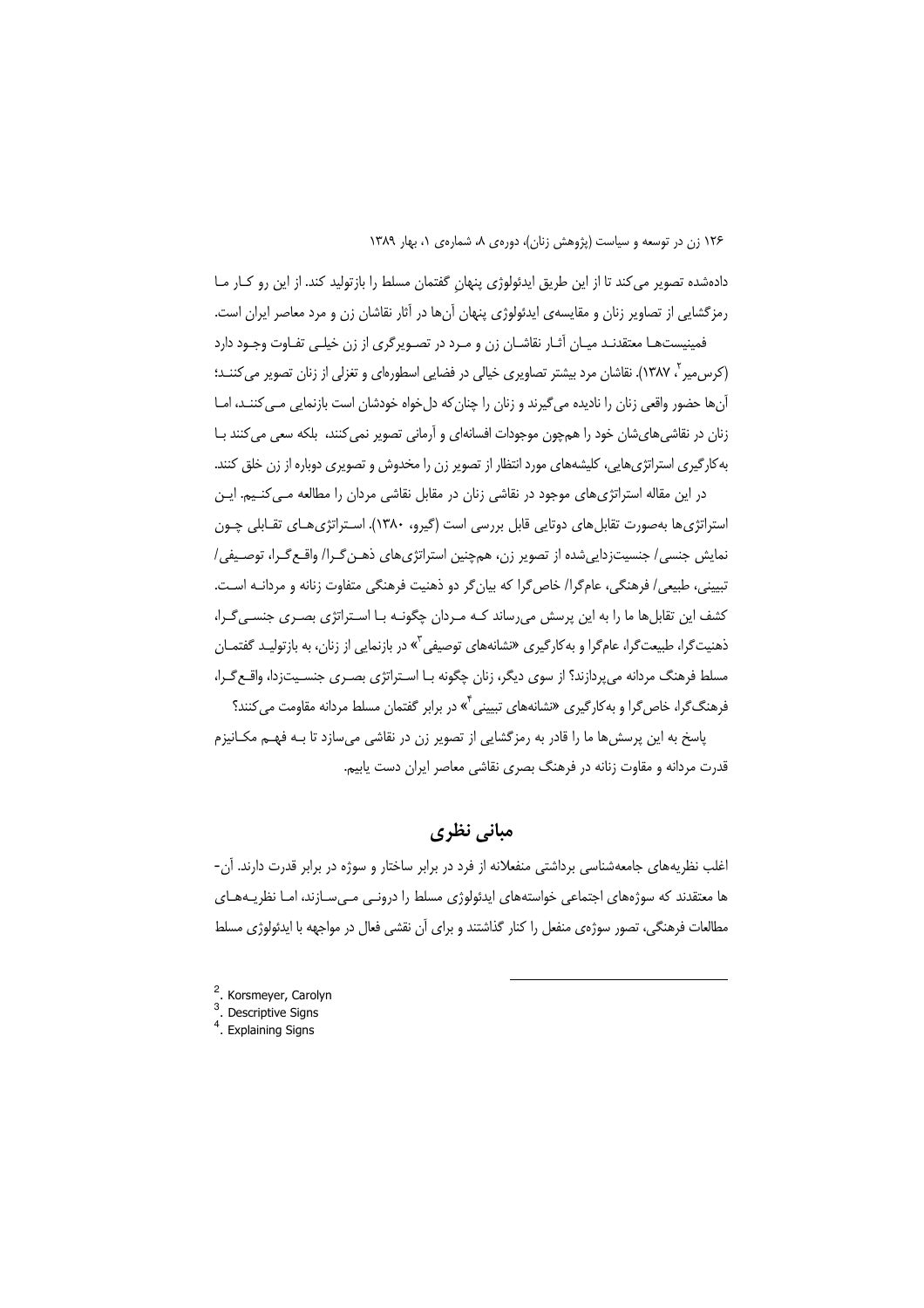داده‌شده تصویر می‌کند تا از این طریق ایدئولوژی پنهان گفتمان مسلط را بازتولید کند. از این رو کار ما رمزگشایی از تصاویر زنان و مقایسه‌ی ایدئولوژی پنهان آن‌ها در آثار نقاشان زن و مرد معاصر ایران است.

فمینیست‌ها معتقدند میان آثار نقاشان زن و مرد در تصویرگری از زن خیلی تفاوت وجود دارد (کرس‌میر[2]، ۱۳۸۷). نقاشان مرد بیشتر تصاویری خیالی در فضایی اسطوره‌ای و تغزلی از زنان تصویر می‌کنند؛ آن‌ها حضور واقعی زنان را نادیده می‌گیرند و زنان را چنان‌که دل‌خواه خودشان است بازنمایی می‌کنند، اما زنان در نقاشی‌های‌شان خود را هم‌چون موجودات افسانه‌ای و آرمانی تصویر نمی‌کنند، بلکه سعی می‌کنند با به‌کارگیری استراتژی‌هایی، کلیشه‌های مورد انتظار از تصویر زن را مخدوش و تصویری دوباره از زن خلق کنند.

در این مقاله استراتژی‌های موجود در نقاشی زنان در مقابل نقاشی مردان را مطالعه می‌کنیم. این استراتژی‌ها به‌صورت تقابل‌های دوتایی قابل بررسی است (گیرو، ۱۳۸۰). استراتژی‌های تقابلی چون نمایش جنسی/ جنسیت‌زدایی‌شده از تصویر زن، هم‌چنین استراتژی‌های ذهن‌گرا/ واقع‌گرا، توصیفی/ تبیینی، طبیعی/ فرهنگی، عام‌گرا/ خاص‌گرا که بیان‌گر دو ذهنیت فرهنگی متفاوت زنانه و مردانه است. کشف این تقابل‌ها ما را به این پرسش می‌رساند که مردان چگونه با استراتژی بصری جنسی‌گرا، ذهنیت‌گرا، طبیعت‌گرا، عام‌گرا و به‌کارگیری «نشانه‌های توصیفی[3]» در بازنمایی از زنان، به بازتولید گفتمان مسلط فرهنگ مردانه می‌پردازند؟ از سوی دیگر، زنان چگونه با استراتژی بصری جنسیت‌زدا، واقع‌گرا، فرهنگ‌گرا، خاص‌گرا و به‌کارگیری «نشانه‌های تبیینی[4]» در برابر گفتمان مسلط مردانه مقاومت می‌کنند؟

پاسخ به این پرسش‌ها ما را قادر به رمزگشایی از تصویر زن در نقاشی می‌سازد تا به فهم مکانیزم قدرت مردانه و مقاوت زنانه در فرهنگ بصری نقاشی معاصر ایران دست یابیم.

## مبانی نظری

اغلب نظریه‌های جامعه‌شناسی برداشتی منفعلانه از فرد در برابر ساختار و سوژه در برابر قدرت دارند. آن‌ها معتقدند که سوژه‌های اجتماعی خواسته‌های ایدئولوژی مسلط را درونی می‌سازند، اما نظریه‌های مطالعات فرهنگی، تصور سوژه‌ی منفعل را کنار گذاشتند و برای آن نقشی فعال در مواجهه با ایدئولوژی مسلط

---

2. Korsmeyer, Carolyn
3. Descriptive Signs
4. Explaining Signs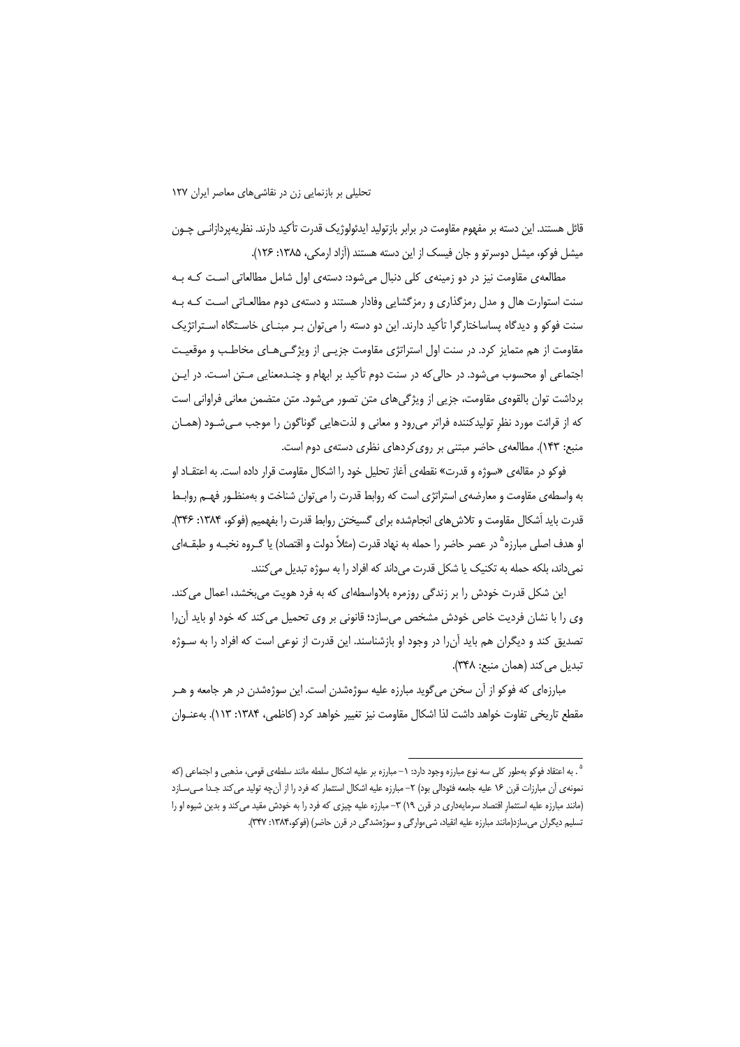قائل هستند. این دسته بر مفهوم مقاومت در برابر بازتولید ایدئولوژیک قدرت تأکید دارند. نظریه‌پردازانی چون میشل فوکو، میشل دوسرتو و جان فیسک از این دسته هستند (آزاد ارمکی، ۱۳۸۵: ۱۲۶).

مطالعه‌ی مقاومت نیز در دو زمینه‌ی کلی دنبال می‌شود: دسته‌ی اول شامل مطالعاتی است که به سنت استوارت هال و مدل رمزگذاری و رمزگشایی وفادار هستند و دسته‌ی دوم مطالعاتی است که به سنت فوکو و دیدگاه پساساختارگرا تأکید دارند. این دو دسته را می‌توان بر مبنای خاستگاه استراتژیک مقاومت از هم متمایز کرد. در سنت اول استراتژی مقاومت جزیی از ویژگی‌های مخاطب و موقعیت اجتماعی او محسوب می‌شود. در حالی‌که در سنت دوم تأکید بر ابهام و چندمعنایی متن است. در این برداشت توان بالقوه‌ی مقاومت، جزیی از ویژگی‌های متن تصور می‌شود. متن متضمن معانی فراوانی است که از قرائت مورد نظرِ تولیدکننده فراتر می‌رود و معانی و لذت‌هایی گوناگون را موجب می‌شود (همان منبع: ۱۴۳). مطالعه‌ی حاضر مبتنی بر روی‌کردهای نظری دسته‌ی دوم است.

فوکو در مقاله‌ی «سوژه و قدرت» نقطه‌ی آغاز تحلیل خود را اشکال مقاومت قرار داده است. به اعتقاد او به واسطه‌ی مقاومت و معارضه‌ی استراتژی است که روابط قدرت را می‌توان شناخت و به‌منظور فهم روابط قدرت باید اَشکال مقاومت و تلاش‌های انجام‌شده برای گسیختن روابط قدرت را بفهمیم (فوکو، ۱۳۸۴: ۳۴۶). او هدف اصلی مبارزه[۵] در عصر حاضر را حمله به نهاد قدرت (مثلاً دولت و اقتصاد) یا گروه نخبه و طبقه‌ای نمی‌داند، بلکه حمله به تکنیک یا شکل قدرت می‌داند که افراد را به سوژه تبدیل می‌کنند.

این شکل قدرت خودش را بر زندگی روزمره بلاواسطه‌ای که به فرد هویت می‌بخشد، اعمال می‌کند. وی را با نشان فردیت خاص خودش مشخص می‌سازد؛ قانونی بر وی تحمیل می‌کند که خود او باید آن‌را تصدیق کند و دیگران هم باید آن‌را در وجود او بازشناسند. این قدرت از نوعی است که افراد را به سوژه تبدیل می‌کند (همان منبع: ۳۴۸).

مبارزه‌ای که فوکو از آن سخن می‌گوید مبارزه علیه سوژه‌شدن است. این سوژه‌شدن در هر جامعه و هر مقطع تاریخی تفاوت خواهد داشت لذا اشکال مقاومت نیز تغییر خواهد کرد (کاظمی، ۱۳۸۴: ۱۱۳). به‌عنوان

---

[۵]. به اعتقاد فوکو به‌طور کلی سه نوع مبارزه وجود دارد: ۱– مبارزه بر علیه اشکال سلطه مانند سلطه‌ی قومی، مذهبی و اجتماعی (که نمونه‌ی آن مبارزات قرن ۱۶ علیه جامعه فئودالی بود) ۲– مبارزه علیه اشکال استثمار که فرد را از آن‌چه تولید می‌کند جدا می‌سازد (مانند مبارزه علیه استثمارِ اقتصاد سرمایه‌داری در قرن ۱۹) ۳– مبارزه علیه چیزی که فرد را به خودش مقید می‌کند و بدین شیوه او را تسلیم دیگران می‌سازد(مانند مبارزه علیه انقیاد، شی‌وارگی و سوژه‌شدگی در قرن حاضر) (فوکو،۱۳۸۴: ۳۴۷).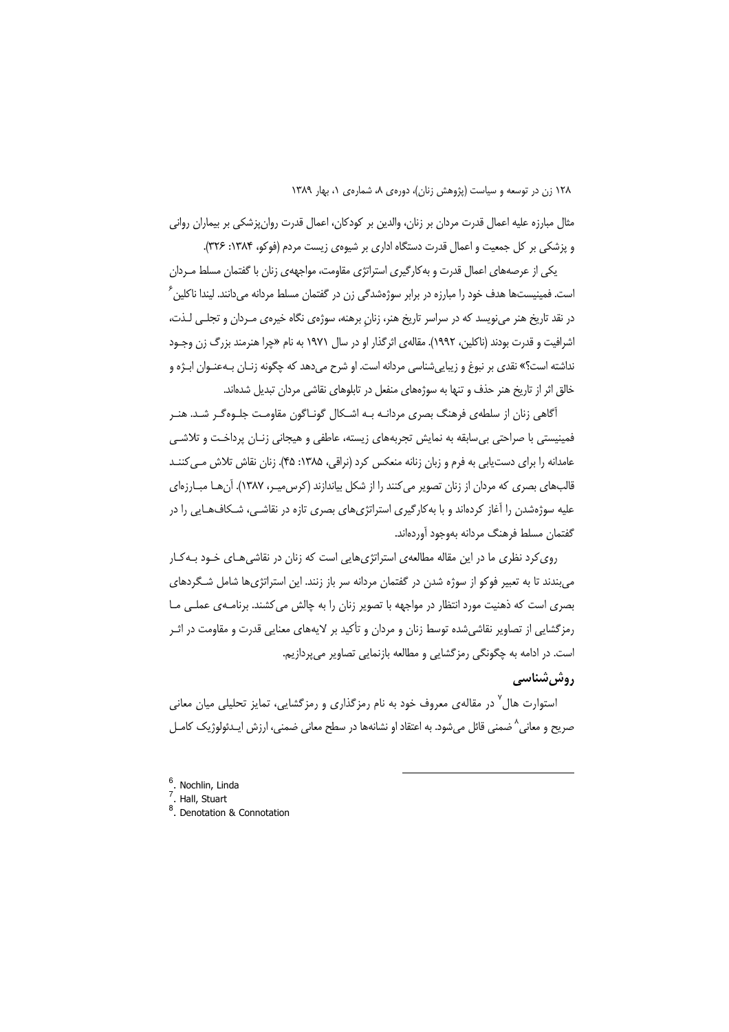مثال مبارزه علیه اعمال قدرت مردان بر زنان، والدین بر کودکان، اعمال قدرت روان‌پزشکی بر بیماران روانی و پزشکی بر کل جمعیت و اعمال قدرت دستگاه اداری بر شیوه‌ی زیست مردم (فوکو، ۱۳۸۴: ۳۲۶).

یکی از عرصه‌های اعمال قدرت و به‌کارگیری استراتژی مقاومت، مواجهه‌ی زنان با گفتمان مسلط مـردان است. فمینیست‌ها هدف خود را مبارزه در برابر سوژه‌شدگی زن در گفتمان مسلط مردانه می‌دانند. لیندا ناکلین[6] در نقد تاریخ هنر می‌نویسد که در سراسر تاریخ هنر، زنانِ برهنه، سوژه‌ی نگاه خیره‌ی مـردان و تجلـی لـذت، اشرافیت و قدرت بودند (ناکلین، ۱۹۹۲). مقاله‌ی اثرگذار او در سال ۱۹۷۱ به نام «چرا هنرمند بزرگ زن وجـود نداشته است؟» نقدی بر نبوغ و زیبایی‌شناسی مردانه است. او شرح می‌دهد که چگونه زنـان بـه‌عنـوان ابـژه و خالق اثر از تاریخ هنر حذف و تنها به سوژه‌های منفعل در تابلوهای نقاشی مردان تبدیل شده‌اند.

آگاهی زنان از سلطه‌ی فرهنگ بصری مردانـه بـه اشـکال گونـاگون مقاومـت جلـوه‌گـر شـد. هنـر فمینیستی با صراحتی بی‌سابقه به نمایش تجربه‌های زیسته، عاطفی و هیجانی زنـان پرداخـت و تلاشـی عامدانه را برای دست‌یابی به فرم و زبان زنانه منعکس کرد (نراقی، ۱۳۸۵: ۴۵). زنان نقاش تلاش مـی‌کننـد قالب‌های بصری که مردان از زنان تصویر می‌کنند را از شکل بیاندازند (کرس‌میـر، ۱۳۸۷). آن‌هـا مبـارزه‌ای علیه سوژه‌شدن را آغاز کرده‌اند و با به‌کارگیری استراتژی‌های بصری تازه در نقاشـی، شـکاف‌هـایی را در گفتمان مسلط فرهنگ مردانه به‌وجود آورده‌اند.

روی‌کرد نظری ما در این مقاله مطالعه‌ی استراتژی‌هایی است که زنان در نقاشی‌هـای خـود بـه‌کـار می‌بندند تا به تعبیر فوکو از سوژه شدن در گفتمان مردانه سر باز زنند. این استراتژی‌ها شامل شـگردهای بصری است که ذهنیت مورد انتظار در مواجهه با تصویر زنان را به چالش می‌کشند. برنامـه‌ی عملـی مـا رمزگشایی از تصاویر نقاشی‌شده توسط زنان و مردان و تأکید بر لایه‌های معنایی قدرت و مقاومت در اثـر است. در ادامه به چگونگی رمزگشایی و مطالعه بازنمایی تصاویر می‌پردازیم.

## روش‌شناسی

استوارت هال[7] در مقاله‌ی معروف خود به نام رمزگذاری و رمزگشایی، تمایز تحلیلی میان معانی صریح و معانی[8] ضمنی قائل می‌شود. به اعتقاد او نشانه‌ها در سطح معانی ضمنی، ارزش ایـدئولوژیک کامـل

---

6. Nochlin, Linda
7. Hall, Stuart
8. Denotation & Connotation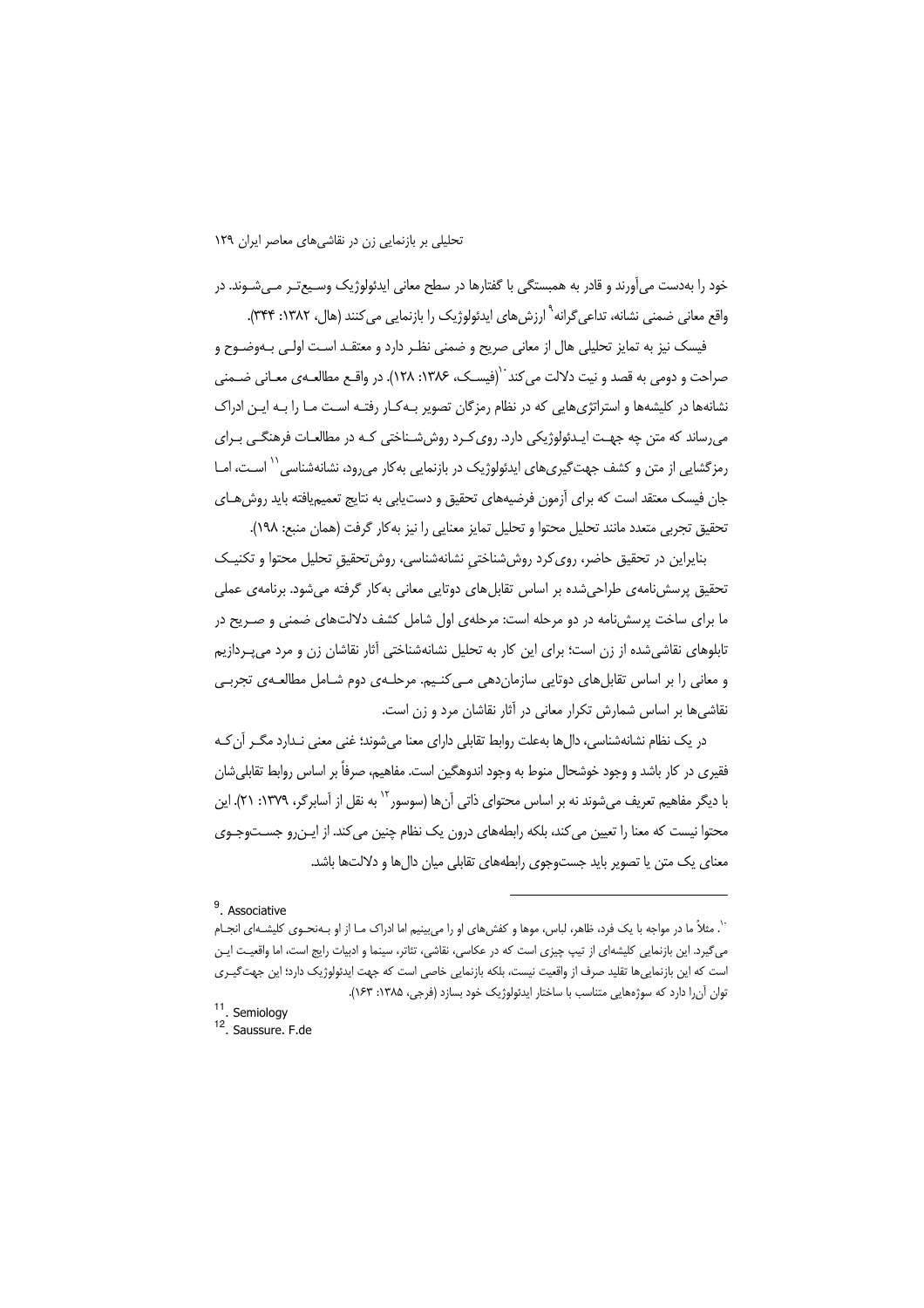خود را به‌دست می‌آورند و قادر به همبستگی با گفتارها در سطح معانی ایدئولوژیک وسیع‌تر می‌شوند. در واقع معانی ضمنی نشانه، تداعی‌گرانه[9] ارزش‌های ایدئولوژیک را بازنمایی می‌کنند (هال، ۱۳۸۲: ۳۴۴).

فیسک نیز به تمایز تحلیلی هال از معانی صریح و ضمنی نظر دارد و معتقد است اولی به‌وضوح و صراحت و دومی به قصد و نیت دلالت می‌کند[10] (فیسک، ۱۳۸۶: ۱۲۸). در واقع مطالعه‌ی معانی ضمنی نشانه‌ها در کلیشه‌ها و استراتژی‌هایی که در نظام رمزگان تصویر به‌کار رفته است ما را به این ادراک می‌رساند که متن چه جهت ایدئولوژیکی دارد. روی‌کرد روش‌شناختی که در مطالعات فرهنگی برای رمزگشایی از متن و کشف جهت‌گیری‌های ایدئولوژیک در بازنمایی به‌کار می‌رود، نشانه‌شناسی[11] است، اما جان فیسک معتقد است که برای آزمون فرضیه‌های تحقیق و دست‌یابی به نتایج تعمیم‌یافته باید روش‌های تحقیق تجربی متعدد مانند تحلیل محتوا و تحلیل تمایز معنایی را نیز به‌کار گرفت (همان منبع: ۱۹۸).

بنابراین در تحقیق حاضر، روی‌کرد روش‌شناختیِ نشانه‌شناسی، روش‌تحقیقِ تحلیل محتوا و تکنیک تحقیق پرسش‌نامه‌ی طراحی‌شده بر اساس تقابل‌های دوتایی معانی به‌کار گرفته می‌شود. برنامه‌ی عملی ما برای ساخت پرسش‌نامه در دو مرحله است: مرحله‌ی اول شامل کشف دلالت‌های ضمنی و صریح در تابلوهای نقاشی‌شده از زن است؛ برای این کار به تحلیل نشانه‌شناختی آثار نقاشان زن و مرد می‌پردازیم و معانی را بر اساس تقابل‌های دوتایی سازمان‌دهی می‌کنیم. مرحله‌ی دوم شامل مطالعه‌ی تجربی نقاشی‌ها بر اساس شمارش تکرار معانی در آثار نقاشان مرد و زن است.

در یک نظام نشانه‌شناسی، دال‌ها به‌علت روابط تقابلی دارای معنا می‌شوند؛ غنی معنی ندارد مگر آن‌که فقیری در کار باشد و وجود خوشحال منوط به وجود اندوهگین است. مفاهیم، صرفاً بر اساس روابط تقابلی‌شان با دیگر مفاهیم تعریف می‌شوند نه بر اساس محتوای ذاتی آن‌ها (سوسور[12] به نقل از آسابرگر، ۱۳۷۹: ۲۱). این محتوا نیست که معنا را تعیین می‌کند، بلکه رابطه‌های درون یک نظام چنین می‌کند. از این‌رو جست‌وجوی معنای یک متن یا تصویر باید جست‌وجوی رابطه‌های تقابلی میان دال‌ها و دلالت‌ها باشد.

---

[9]. Associative

[10]. مثلاً ما در مواجه با یک فرد، ظاهر، لباس، موها و کفش‌های او را می‌بینیم اما ادراک ما از او به‌نحوی کلیشه‌ای انجام می‌گیرد. این بازنمایی کلیشه‌ای از تیپ چیزی است که در عکاسی، نقاشی، تئاتر، سینما و ادبیات رایج است، اما واقعیت این است که این بازنمایی‌ها تقلید صرف از واقعیت نیست، بلکه بازنمایی خاصی است که جهت ایدئولوژیک دارد؛ این جهت‌گیری توان آن‌را دارد که سوژه‌هایی متناسب با ساختار ایدئولوژیک خود بسازد (فرجی، ۱۳۸۵: ۱۶۳).

[11]. Semiology

[12]. Saussure. F.de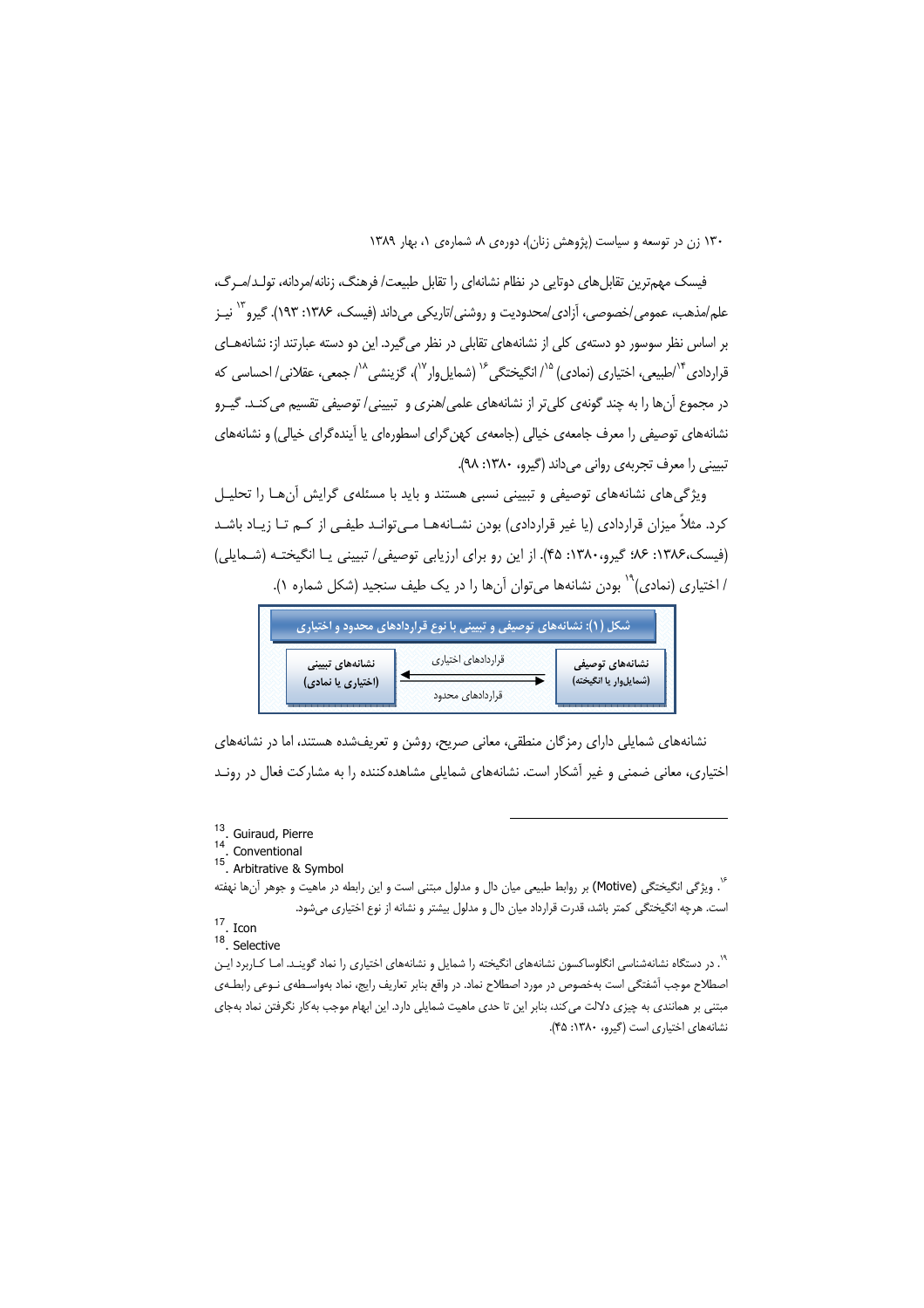فیسک مهم‌ترین تقابل‌های دوتایی در نظام نشانه‌ای را تقابل طبیعت/ فرهنگ، زنانه/مردانه، تولد/مرگ، علم/مذهب، عمومی/خصوصی، آزادی/محدودیت و روشنی/تاریکی می‌داند (فیسک، ۱۳۸۶: ۱۹۳). گیرو[۱۳] نیز بر اساس نظر سوسور دو دسته‌ی کلی از نشانه‌های تقابلی در نظر می‌گیرد. این دو دسته عبارتند از: نشانه‌های قراردادی[۱۴]/طبیعی، اختیاری (نمادی)[۱۵]/ انگیختگی[۱۶] (شمایل‌وار[۱۷])، گزینشی[۱۸]/ جمعی، عقلانی/ احساسی که در مجموع آن‌ها را به چند گونه‌ی کلی‌تر از نشانه‌های علمی/هنری و تبیینی/ توصیفی تقسیم می‌کند. گیرو نشانه‌های توصیفی را معرف جامعه‌ی خیالی (جامعه‌ی کهن‌گرای اسطوره‌ای یا آینده‌گرای خیالی) و نشانه‌های تبیینی را معرف تجربه‌ی روانی می‌داند (گیرو، ۱۳۸۰: ۹۸).

ویژگی‌های نشانه‌های توصیفی و تبیینی نسبی هستند و باید با مسئله‌ی گرایش آن‌ها را تحلیل کرد. مثلاً میزان قراردادی (یا غیر قراردادی) بودن نشانه‌ها می‌توانـد طیفی از کـم تـا زیـاد باشد (فیسک،۱۳۸۶: ۸۶؛ گیرو،۱۳۸۰: ۴۵). از این رو برای ارزیابی توصیفی/ تبیینی یـا انگیختـه (شـمایلی) / اختیاری (نمادی)[۱۹] بودن نشانه‌ها می‌توان آن‌ها را در یک طیف سنجید (شکل شماره ۱).

**شکل (۱): نشانه‌های توصیفی و تبیینی با نوع قراردادهای محدود و اختیاری**

| نشانه‌های توصیفی (شمایل‌وار یا انگیخته) | قراردادهای اختیاری ⟵ ⟶ قراردادهای محدود | نشانه‌های تبیینی (اختیاری یا نمادی) |
|---|---|---|

نشانه‌های شمایلی دارای رمزگان منطقی، معانی صریح، روشن و تعریف‌شده هستند، اما در نشانه‌های اختیاری، معانی ضمنی و غیر آشکار است. نشانه‌های شمایلی مشاهده‌کننده را به مشارکت فعال در رونـد

---

13. Guiraud, Pierre

14. Conventional

15. Arbitrative & Symbol

۱۶. ویژگی انگیختگی (Motive) بر روابط طبیعی میان دال و مدلول مبتنی است و این رابطه در ماهیت و جوهر آن‌ها نهفته است. هرچه انگیختگی کمتر باشد، قدرت قرارداد میان دال و مدلول بیشتر و نشانه از نوع اختیاری می‌شود.

17. Icon

18. Selective

۱۹. در دستگاه نشانه‌شناسی انگلوساکسون نشانه‌های انگیخته را شمایل و نشانه‌های اختیاری را نماد گوینـد. امـا کـاربرد ایـن اصطلاح موجب آشفتگی است به‌خصوص در مورد اصطلاح نماد. در واقع بنابر تعاریف رایج، نماد به‌واسـطه‌ی نـوعی رابطـه‌ی مبتنی بر همانندی به چیزی دلالت می‌کند، بنابر این تا حدی ماهیت شمایلی دارد. این ابهام موجب به‌کار نگرفتن نماد به‌جای نشانه‌های اختیاری است (گیرو، ۱۳۸۰: ۴۵).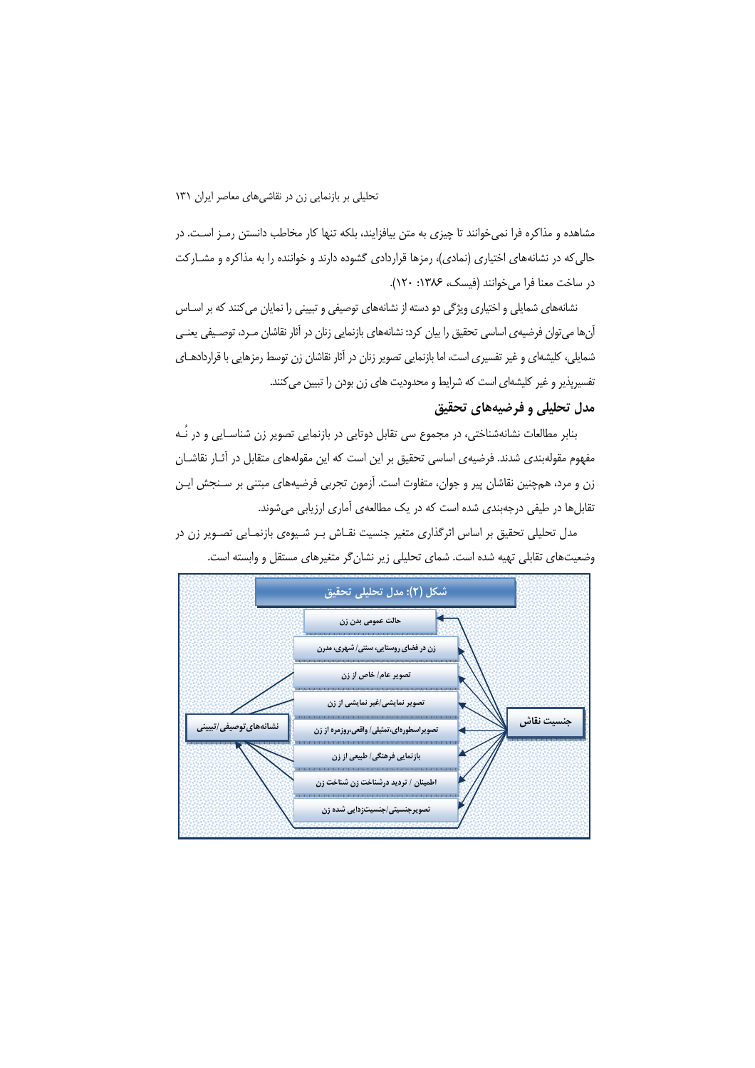مشاهده و مذاکره فرا نمی‌خوانند تا چیزی به متن بیافزایند، بلکه تنها کار مخاطب دانستن رمـز اسـت. در حالی‌که در نشانه‌های اختیاری (نمادی)، رمزها قراردادی گشوده دارند و خواننده را به مذاکره و مشـارکت در ساخت معنا فرا می‌خوانند (فیسک، ۱۳۸۶: ۱۲۰).

نشانه‌های شمایلی و اختیاری ویژگی دو دسته از نشانه‌های توصیفی و تبیینی را نمایان می‌کنند که بر اسـاس آن‌ها می‌توان فرضیه‌ی اساسی تحقیق را بیان کرد: نشانه‌های بازنمایی زنان در آثار نقاشان مـرد، توصـیفی یعنـی شمایلی، کلیشه‌ای و غیر تفسیری است، اما بازنمایی تصویر زنان در آثار نقاشان زن توسط رمزهایی با قراردادهـای تفسیرپذیر و غیر کلیشه‌ای است که شرایط و محدودیت های زن بودن را تبیین می‌کنند.

## مدل تحلیلی و فرضیه‌های تحقیق

بنابر مطالعات نشانه‌شناختی، در مجموع سی تقابل دوتایی در بازنمایی تصویر زن شناسـایی و در نُـه مفهوم مقوله‌بندی شدند. فرضیه‌ی اساسی تحقیق بر این است که این مقوله‌های متقابل در آثـار نقاشـان زن و مرد، هم‌چنین نقاشان پیر و جوان، متفاوت است. آزمون تجربی فرضیه‌های مبتنی بر سـنجش ایـن تقابل‌ها در طیفی درجه‌بندی شده است که در یک مطالعه‌ی آماری ارزیابی می‌شوند.

مدل تحلیلی تحقیق بر اساس اثرگذاری متغیر جنسیت نقـاش بـر شـیوه‌ی بازنمـایی تصـویر زن در وضعیت‌های تقابلی تهیه شده است. شمای تحلیلی زیر نشان‌گر متغیرهای مستقل و وابسته است.

شکل (۲): مدل تحلیلی تحقیق

- جنسیت نقاش
- حالت عمومی بدن زن
- زن در فضای روستایی، سنتی/ شهری، مدرن
- تصویر عام/ خاص از زن
- تصویر نمایشی/غیر نمایشی از زن
- تصویراسطوره‌ای،تمثیلی/ واقعی،روزمره از زن
- بازنمایی فرهنگی/ طبیعی از زن
- اطمینان / تردید درشناخت زن شناخت زن
- تصویرجنسیتی/جنسیت‌زدایی شده زن
- نشانه‌های توصیفی/تبیینی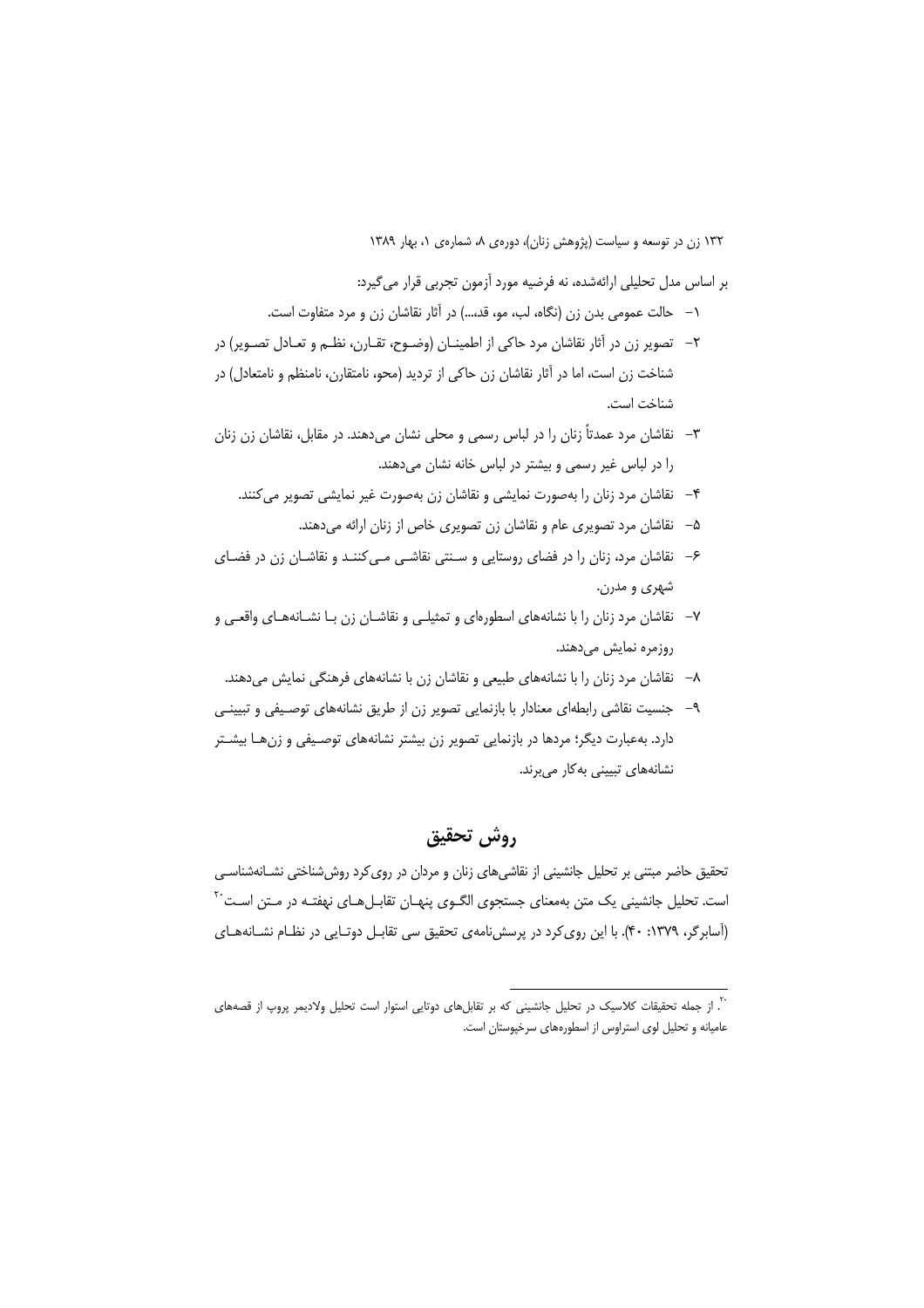بر اساس مدل تحلیلی ارائه‌شده، نه فرضیه مورد آزمون تجربی قرار می‌گیرد:

۱- حالت عمومی بدن زن (نگاه، لب، مو، قد،...) در آثار نقاشان زن و مرد متفاوت است.

۲- تصویر زن در آثار نقاشان مرد حاکی از اطمینان (وضوح، تقارن، نظم و تعادل تصویر) در شناخت زن است، اما در آثار نقاشان زن حاکی از تردید (محو، نامتقارن، نامنظم و نامتعادل) در شناخت است.

۳- نقاشان مرد عمدتاً زنان را در لباس رسمی و محلی نشان می‌دهند. در مقابل، نقاشان زن زنان را در لباس غیر رسمی و بیشتر در لباس خانه نشان می‌دهند.

۴- نقاشان مرد زنان را به‌صورت نمایشی و نقاشان زن به‌صورت غیر نمایشی تصویر می‌کنند.

۵- نقاشان مرد تصویری عام و نقاشان زن تصویری خاص از زنان ارائه می‌دهند.

۶- نقاشان مرد، زنان را در فضای روستایی و سنتی نقاشی می‌کنند و نقاشان زن در فضای شهری و مدرن.

۷- نقاشان مرد زنان را با نشانه‌های اسطوره‌ای و تمثیلی و نقاشان زن با نشانه‌های واقعی و روزمره نمایش می‌دهند.

۸- نقاشان مرد زنان را با نشانه‌های طبیعی و نقاشان زن با نشانه‌های فرهنگی نمایش می‌دهند.

۹- جنسیت نقاشی رابطه‌ای معنادار با بازنمایی تصویر زن از طریق نشانه‌های توصیفی و تبیینی دارد. به‌عبارت دیگر؛ مردها در بازنمایی تصویر زن بیشتر نشانه‌های توصیفی و زن‌ها بیشتر نشانه‌های تبیینی به‌کار می‌برند.

## روش تحقیق

تحقیق حاضر مبتنی بر تحلیل جانشینی از نقاشی‌های زنان و مردان در روی‌کرد روش‌شناختی نشانه‌شناسی است. تحلیل جانشینی یک متن به‌معنای جستجوی الگوی پنهان تقابل‌های نهفته در متن است[20] (آسابرگر، ۱۳۷۹: ۴۰). با این روی‌کرد در پرسش‌نامه‌ی تحقیق سی تقابل دوتایی در نظام نشانه‌های

---

[20]. از جمله تحقیقات کلاسیک در تحلیل جانشینی که بر تقابل‌های دوتایی استوار است تحلیل ولادیمر پروپ از قصه‌های عامیانه و تحلیل لوی استراوس از اسطوره‌های سرخپوستان است.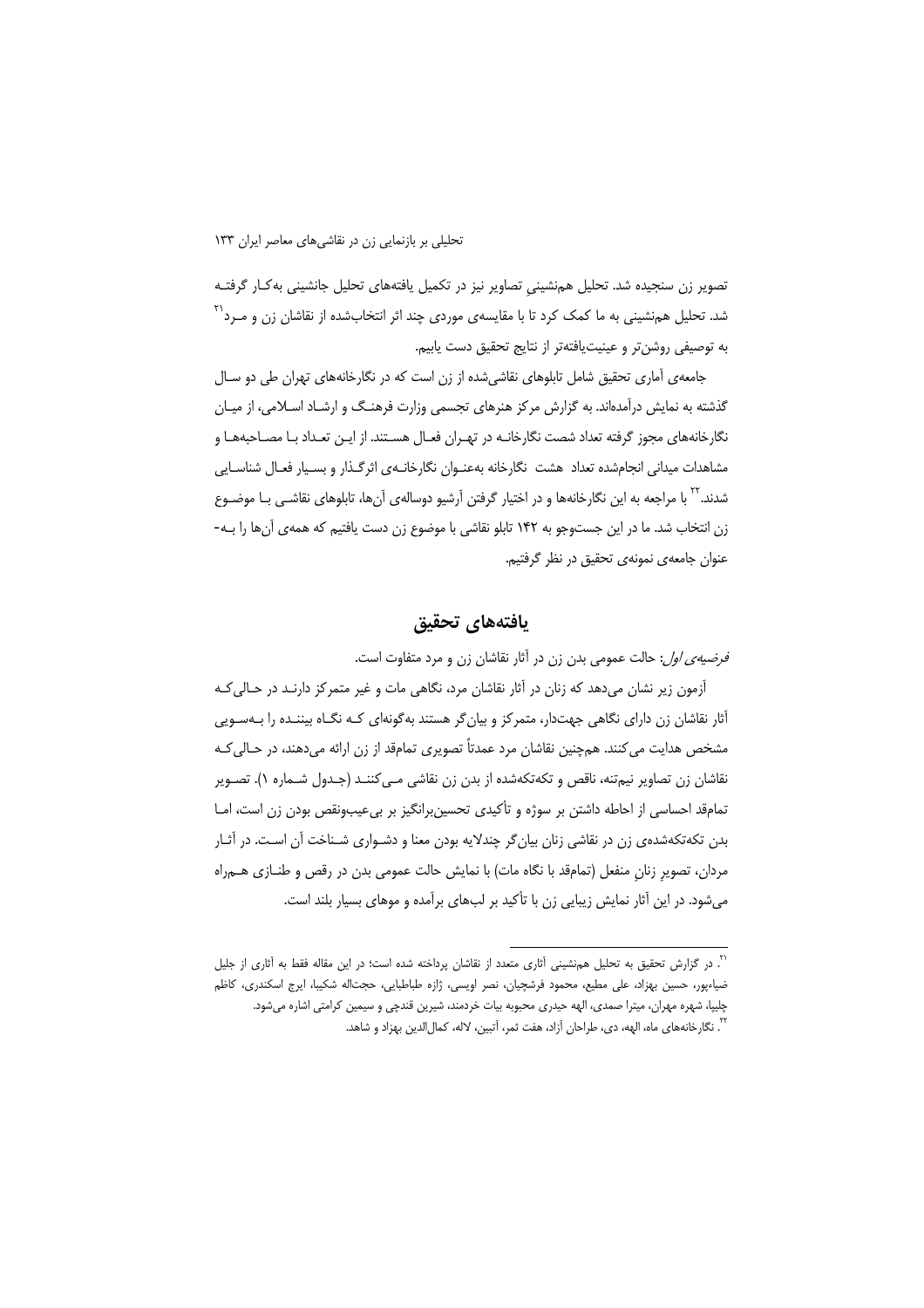تصویر زن سنجیده شد. تحلیل هم‌نشینیِ تصاویر نیز در تکمیل یافته‌های تحلیل جانشینی به‌کار گرفته شد. تحلیل هم‌نشینی به ما کمک کرد تا با مقایسه‌ی موردی چند اثر انتخاب‌شده از نقاشان زن و مرد[21] به توصیفی روشن‌تر و عینیت‌یافته‌تر از نتایج تحقیق دست یابیم.

جامعه‌ی آماری تحقیق شامل تابلوهای نقاشی‌شده از زن است که در نگارخانه‌های تهران طی دو سال گذشته به نمایش درآمده‌اند. به گزارش مرکز هنرهای تجسمی وزارت فرهنگ و ارشاد اسلامی، از میان نگارخانه‌های مجوز گرفته تعداد شصت نگارخانه در تهران فعال هستند. از این تعداد با مصاحبه‌ها و مشاهدات میدانی انجام‌شده تعداد هشت نگارخانه به‌عنوان نگارخانه‌ی اثرگذار و بسیار فعال شناسایی شدند.[22] با مراجعه به این نگارخانه‌ها و در اختیار گرفتن آرشیو دوساله‌ی آن‌ها، تابلوهای نقاشی با موضوع زن انتخاب شد. ما در این جست‌وجو به ۱۴۲ تابلو نقاشی با موضوع زن دست یافتیم که همه‌ی آن‌ها را به‌عنوان جامعه‌ی نمونه‌ی تحقیق در نظر گرفتیم.

## یافته‌های تحقیق

*فرضیه‌ی اول*: حالت عمومی بدن زن در آثار نقاشان زن و مرد متفاوت است.

آزمون زیر نشان می‌دهد که زنان در آثار نقاشان مرد، نگاهی مات و غیر متمرکز دارند در حالی‌که آثار نقاشان زن دارای نگاهی جهت‌دار، متمرکز و بیان‌گر هستند به‌گونه‌ای که نگاه بیننده را به‌سویی مشخص هدایت می‌کنند. هم‌چنین نقاشان مرد عمدتاً تصویری تمام‌قد از زن ارائه می‌دهند، در حالی‌که نقاشان زن تصاویر نیم‌تنه، ناقص و تکه‌تکه‌شده از بدن زن نقاشی می‌کنند (جدول شماره ۱). تصویر تمام‌قد احساسی از احاطه داشتن بر سوژه و تأکیدی تحسین‌برانگیز بر بی‌عیب‌ونقص بودن زن است، اما بدن تکه‌تکه‌شده‌ی زن در نقاشی زنان بیان‌گر چندلایه بودن معنا و دشواری شناخت آن است. در آثار مردان، تصویرِ زنانِ منفعل (تمام‌قد با نگاه مات) با نمایش حالت عمومی بدن در رقص و طنازی همراه می‌شود. در این آثار نمایش زیبایی زن با تأکید بر لب‌های برآمده و موهای بسیار بلند است.

---

[21]. در گزارش تحقیق به تحلیل هم‌نشینی آثاری متعدد از نقاشان پرداخته شده است؛ در این مقاله فقط به آثاری از جلیل ضیاءپور، حسین بهزاد، علی مطیع، محمود فرشچیان، نصر اویسی، ژازه طباطبایی، حجت‌اله شکیبا، ایرج اسکندری، کاظم چلیپا، شهره مهران، میترا صمدی، الهه حیدری محبوبه بیات خردمند، شیرین قندچی و سیمین کرامتی اشاره می‌شود.

[22]. نگارخانه‌های ماه، الهه، دی، طراحان آزاد، هفت ثمر، آتبین، لاله، کمال‌الدین بهزاد و شاهد.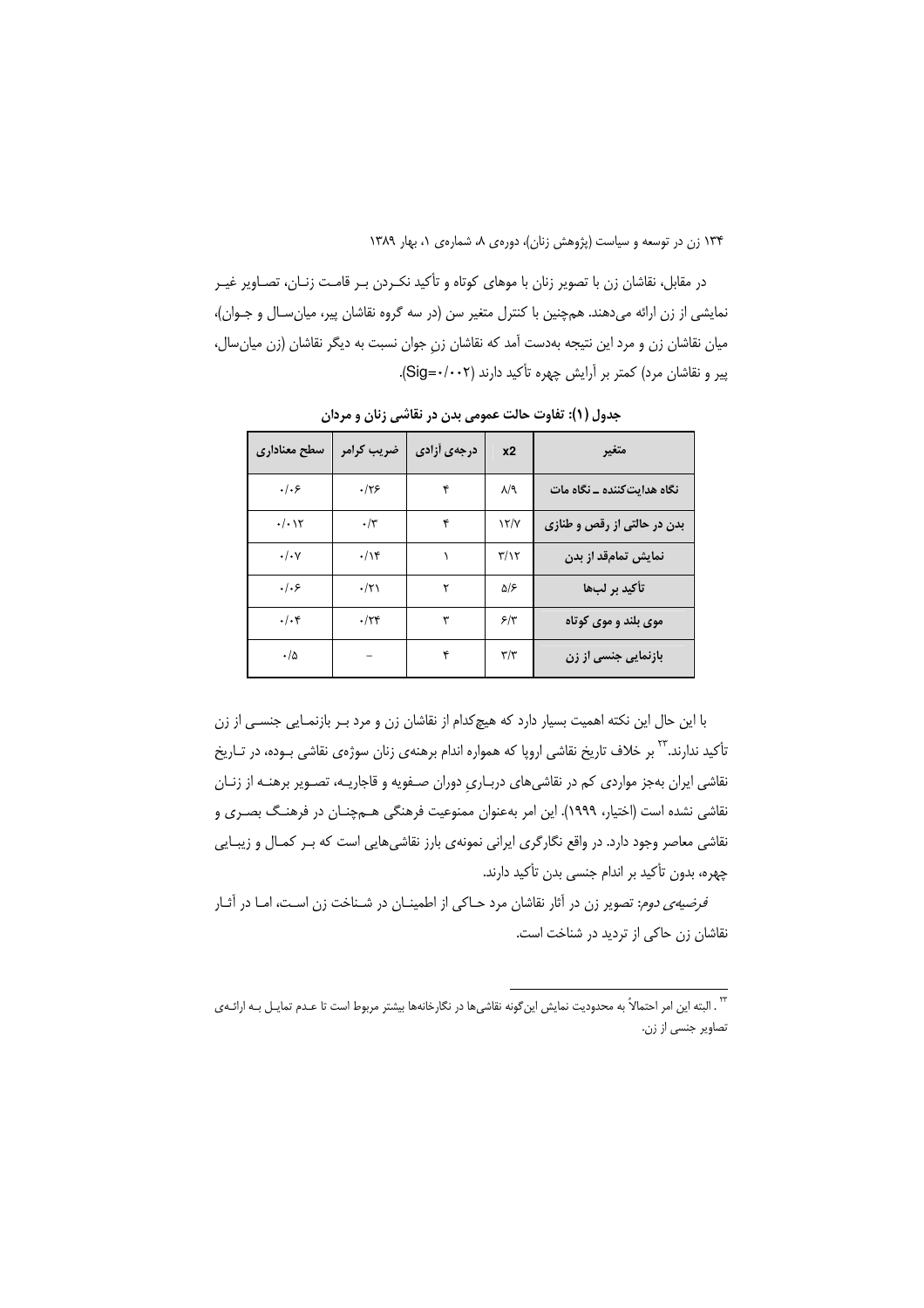در مقابل، نقاشان زن با تصویر زنان با موهای کوتاه و تأکید نکـردن بـر قامـت زنـان، تصـاویر غیـر نمایشی از زن ارائه می‌دهند. هم‌چنین با کنترل متغیر سن (در سه گروه نقاشان پیر، میان‌سـال و جـوان)، میان نقاشان زن و مرد این نتیجه به‌دست آمد که نقاشان زنِ جوان نسبت به دیگر نقاشان (زن میان‌سال، پیر و نقاشان مرد) کمتر بر آرایش چهره تأکید دارند (Sig=۰/۰۰۲).

**جدول (۱): تفاوت حالت عمومی بدن در نقاشی زنان و مردان**

| متغیر | x2 | درجه‌ی آزادی | ضریب کرامر | سطح معناداری |
|---|---|---|---|---|
| نگاه هدایت‌کننده ـ نگاه مات | ۸/۹ | ۴ | ۰/۲۶ | ۰/۰۶ |
| بدن در حالتی از رقص و طنازی | ۱۲/۷ | ۴ | ۰/۳ | ۰/۰۱۲ |
| نمایش تمام‌قد از بدن | ۳/۱۲ | ۱ | ۰/۱۴ | ۰/۰۷ |
| تأکید بر لب‌ها | ۵/۶ | ۲ | ۰/۲۱ | ۰/۰۶ |
| موی بلند و موی کوتاه | ۶/۳ | ۳ | ۰/۲۴ | ۰/۰۴ |
| بازنمایی جنسی از زن | ۳/۳ | ۴ | – | ۰/۵ |

با این حال این نکته اهمیت بسیار دارد که هیچ‌کدام از نقاشان زن و مرد بـر بازنمـایی جنسـی از زن تأکید ندارند.[۲۳] بر خلاف تاریخ نقاشی اروپا که همواره اندام برهنه‌ی زنان سوژه‌ی نقاشی بـوده، در تـاریخ نقاشی ایران به‌جز مواردی کم در نقاشی‌های دربـاریِ دوران صـفویه و قاجاریـه، تصـویر برهنـه از زنـان نقاشی نشده است (اختیار، ۱۹۹۹). این امر به‌عنوان ممنوعیت فرهنگی هـم‌چنـان در فرهنـگ بصـری و نقاشی معاصر وجود دارد. در واقع نگارگری ایرانی نمونه‌ی بارز نقاشی‌هایی است که بـر کمـال و زیبـایی چهره، بدون تأکید بر اندام جنسی بدن تأکید دارند.

*فرضیه‌ی دوم*: تصویر زن در آثار نقاشان مرد حـاکی از اطمینـان در شـناخت زن اسـت، امـا در آثـار نقاشان زن حاکی از تردید در شناخت است.

---

[۲۳] . البته این امر احتمالاً به محدودیت نمایش این‌گونه نقاشی‌ها در نگارخانه‌ها بیشتر مربوط است تا عـدم تمایـل بـه ارائـه‌ی تصاویر جنسی از زن.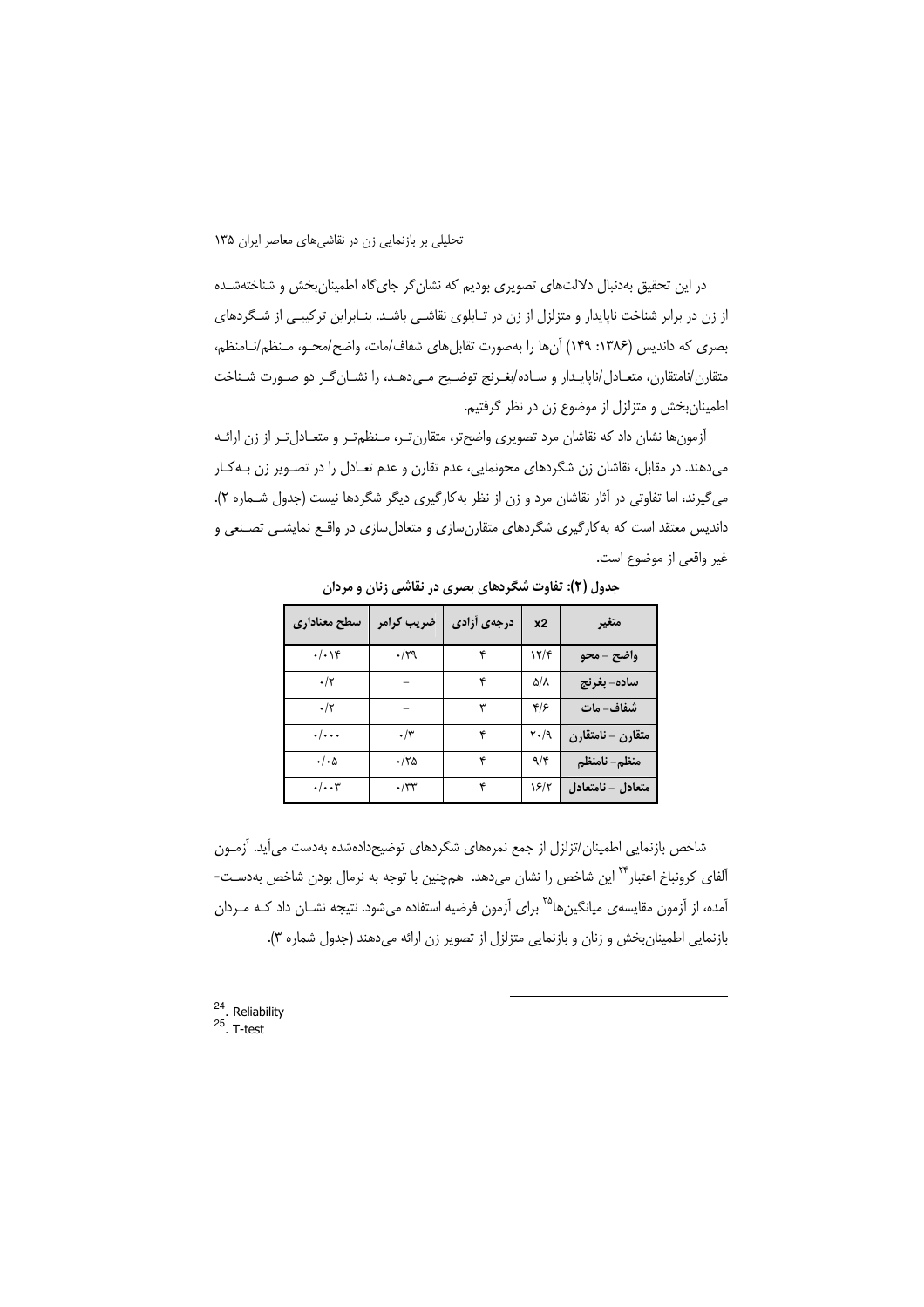در این تحقیق به‌دنبال دلالت‌های تصویری بودیم که نشان‌گر جای‌گاه اطمینان‌بخش و شناخته‌شده از زن در برابر شناخت ناپایدار و متزلزل از زن در تابلوی نقاشی باشد. بنابراین ترکیبی از شگردهای بصری که داندیس (۱۳۸۶: ۱۴۹) آن‌ها را به‌صورت تقابل‌های شفاف/مات، واضح/محو، منظم/نامنظم، متقارن/نامتقارن، متعادل/ناپایدار و ساده/بغرنج توضیح می‌دهد، را نشان‌گر دو صورت شناخت اطمینان‌بخش و متزلزل از موضوع زن در نظر گرفتیم.

آزمون‌ها نشان داد که نقاشان مرد تصویری واضح‌تر، متقارن‌تر، منظم‌تر و متعادل‌تر از زن ارائه می‌دهند. در مقابل، نقاشان زن شگردهای محونمایی، عدم تقارن و عدم تعادل را در تصویر زن به‌کار می‌گیرند، اما تفاوتی در آثار نقاشان مرد و زن از نظر به‌کارگیری دیگر شگردها نیست (جدول شماره ۲). داندیس معتقد است که به‌کارگیری شگردهای متقارن‌سازی و متعادل‌سازی در واقع نمایشی تصنعی و غیر واقعی از موضوع است.

**جدول (۲): تفاوت شگردهای بصری در نقاشی زنان و مردان**

| متغیر | x2 | درجه‌ی آزادی | ضریب کرامر | سطح معناداری |
|---|---|---|---|---|
| واضح – محو | ۱۲/۴ | ۴ | ۰/۲۹ | ۰/۰۱۴ |
| ساده– بغرنج | ۵/۸ | ۴ | – | ۰/۲ |
| شفاف– مات | ۴/۶ | ۳ | – | ۰/۲ |
| متقارن – نامتقارن | ۲۰/۹ | ۴ | ۰/۳ | ۰/۰۰۰ |
| منظم– نامنظم | ۹/۴ | ۴ | ۰/۲۵ | ۰/۰۵ |
| متعادل – نامتعادل | ۱۶/۲ | ۴ | ۰/۳۳ | ۰/۰۰۳ |

شاخص بازنمایی اطمینان/تزلزل از جمع نمره‌های شگردهای توضیح‌داده‌شده به‌دست می‌آید. آزمون آلفای کرونباخ اعتبار[۲۴] این شاخص را نشان می‌دهد. هم‌چنین با توجه به نرمال بودن شاخص به‌دست‌آمده، از آزمون مقایسه‌ی میانگین‌ها[۲۵] برای آزمون فرضیه استفاده می‌شود. نتیجه نشان داد که مردان بازنمایی اطمینان‌بخش و زنان و بازنمایی متزلزل از تصویر زن ارائه می‌دهند (جدول شماره ۳).

---

[24]. Reliability
[25]. T-test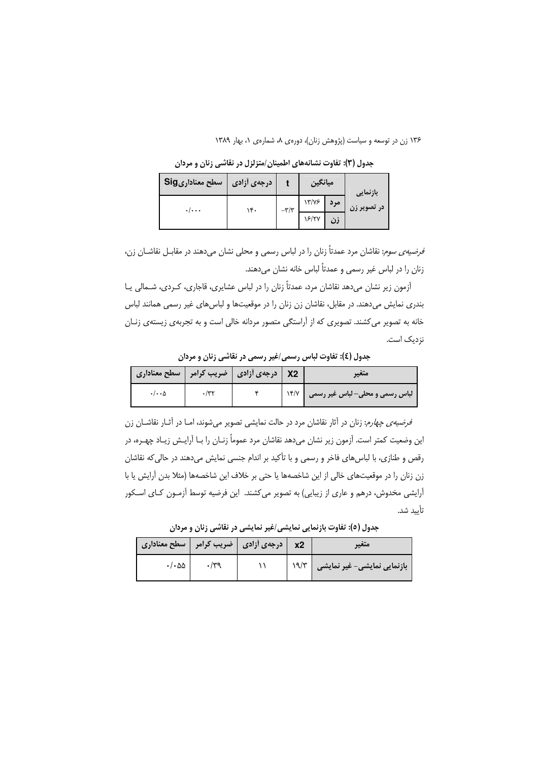**جدول (۳): تفاوت نشانه‌های اطمینان/متزلزل در نقاشی زنان و مردان**

| بازنمایی | میانگین | | t | درجه‌ی آزادی | سطح معناداریSig |
|---|---|---|---|---|---|
| در تصویر زن | مرد | ۱۳/۷۶ | -۳/۳ | ۱۴۰ | ۰/۰۰۰ |
| | زن | ۱۶/۲۷ | | | |

*فرضیه‌ی سوم*: نقاشان مرد عمدتاً زنان را در لباس رسمی و محلی نشان می‌دهند در مقابـل نقاشـان زن، زنان را در لباس غیر رسمی و عمدتاً لباس خانه نشان می‌دهند.

آزمون زیر نشان می‌دهد نقاشان مرد، عمدتاً زنان را در لباس عشایری، قاجاری، کـردی، شـمالی یـا بندری نمایش می‌دهند. در مقابل، نقاشان زن زنان را در موقعیت‌ها و لباس‌های غیر رسمی همانند لباس خانه به تصویر می‌کشند. تصویری که از آراستگی متصور مردانه خالی است و به تجربه‌ی زیسته‌ی زنـان نزدیک است.

**جدول (٤): تفاوت لباس رسمی/غیر رسمی در نقاشی زنان و مردان**

| متغیر | X2 | درجه‌ی آزادی | ضریب کرامر | سطح معناداری |
|---|---|---|---|---|
| لباس رسمی و محلی- لباس غیر رسمی | ۱۴/۷ | ۴ | ۰/۳۲ | ۰/۰۰۵ |

*فرضیه‌ی چهارم*: زنان در آثار نقاشان مرد در حالت نمایشی تصویر می‌شوند، امـا در آثـار نقاشـان زن این وضعیت کمتر است. آزمون زیر نشان می‌دهد نقاشان مرد عموماً زنـان را بـا آرایـش زیـاد چهـره، در رقص و طنازی، با لباس‌های فاخر و رسمی و با تأکید بر اندام جنسی نمایش می‌دهند در حالی‌که نقاشان زن زنان را در موقعیت‌های خالی از این شاخصه‌ها یا حتی بر خلاف این شاخصه‌ها (مثلا بدن آرایش یا با آرایشی مخدوش، درهم و عاری از زیبایی) به تصویر می‌کشند. این فرضیه توسط آزمـون کـای اسـکور تأیید شد.

**جدول (۵): تفاوت بازنمایی نمایشی/غیر نمایشی در نقاشی زنان و مردان**

| متغیر | x2 | درجه‌ی آزادی | ضریب کرامر | سطح معناداری |
|---|---|---|---|---|
| بازنمایی نمایشی- غیر نمایشی | ۱۹/۳ | ۱۱ | ۰/۳۹ | ۰/۰۵۵ |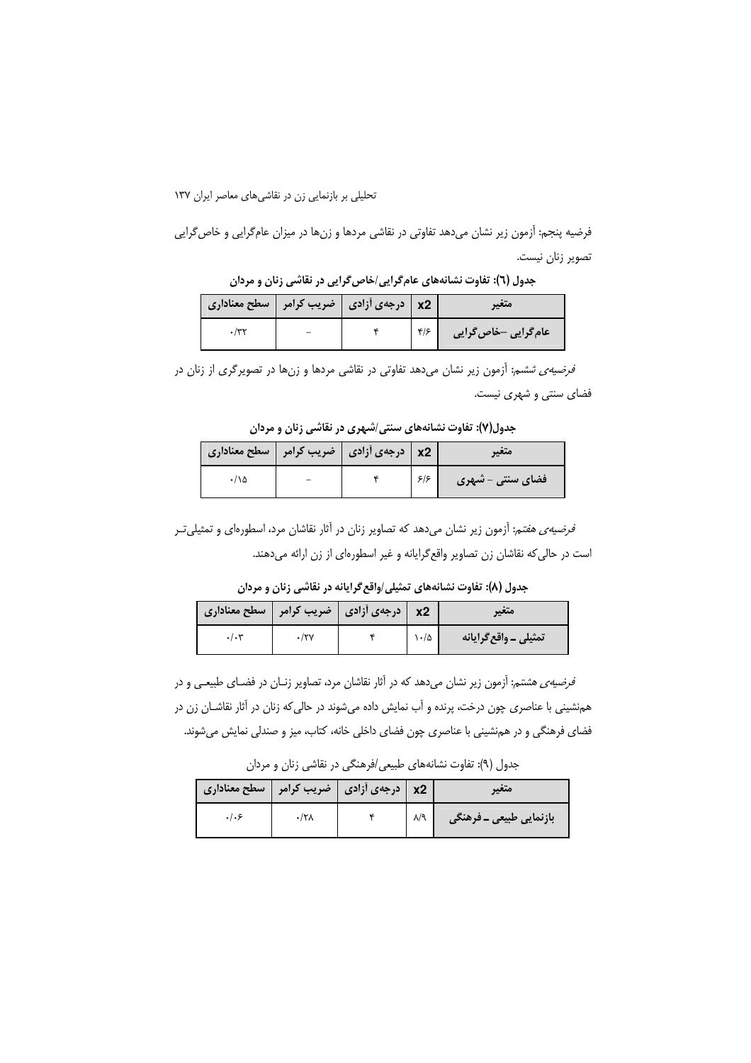فرضیه پنجم: آزمون زیر نشان می‌دهد تفاوتی در نقاشی مردها و زن‌ها در میزان عام‌گرایی و خاص‌گرایی تصویر زنان نیست.

**جدول (٦): تفاوت نشانه‌های عام‌گرایی/خاص‌گرایی در نقاشی زنان و مردان**

| متغیر | x2 | درجه‌ی آزادی | ضریب کرامر | سطح معناداری |
|---|---|---|---|---|
| **عام‌گرایی –خاص‌گرایی** | ۴/۶ | ۴ | – | ۰/۳۲ |

*فرضیه‌ی ششم:* آزمون زیر نشان می‌دهد تفاوتی در نقاشی مردها و زن‌ها در تصویرگری از زنان در فضای سنتی و شهری نیست.

**جدول(۷): تفاوت نشانه‌های سنتی/شهری در نقاشی زنان و مردان**

| متغیر | x2 | درجه‌ی آزادی | ضریب کرامر | سطح معناداری |
|---|---|---|---|---|
| **فضای سنتی - شهری** | ۶/۶ | ۴ | – | ۰/۱۵ |

*فرضیه‌ی هفتم:* آزمون زیر نشان می‌دهد که تصاویر زنان در آثار نقاشان مرد، اسطوره‌ای و تمثیلی‌تر است در حالی‌که نقاشان زن تصاویر واقع‌گرایانه و غیر اسطوره‌ای از زن ارائه می‌دهند.

**جدول (۸): تفاوت نشانه‌های تمثیلی/واقع‌گرایانه در نقاشی زنان و مردان**

| متغیر | x2 | درجه‌ی آزادی | ضریب کرامر | سطح معناداری |
|---|---|---|---|---|
| **تمثیلی ـ واقع‌گرایانه** | ۱۰/۵ | ۴ | ۰/۲۷ | ۰/۰۳ |

*فرضیه‌ی هشتم:* آزمون زیر نشان می‌دهد که در آثار نقاشان مرد، تصاویر زنـان در فضـای طبیعـی و در هم‌نشینی با عناصری چون درخت، پرنده و آب نمایش داده می‌شوند در حالی‌که زنان در آثار نقاشـان زن در فضای فرهنگی و در هم‌نشینی با عناصری چون فضای داخلی خانه، کتاب، میز و صندلی نمایش می‌شوند.

جدول (۹): تفاوت نشانه‌های طبیعی/فرهنگی در نقاشی زنان و مردان

| متغیر | x2 | درجه‌ی آزادی | ضریب کرامر | سطح معناداری |
|---|---|---|---|---|
| **بازنمایی طبیعی ـ فرهنگی** | ۸/۹ | ۴ | ۰/۲۸ | ۰/۰۶ |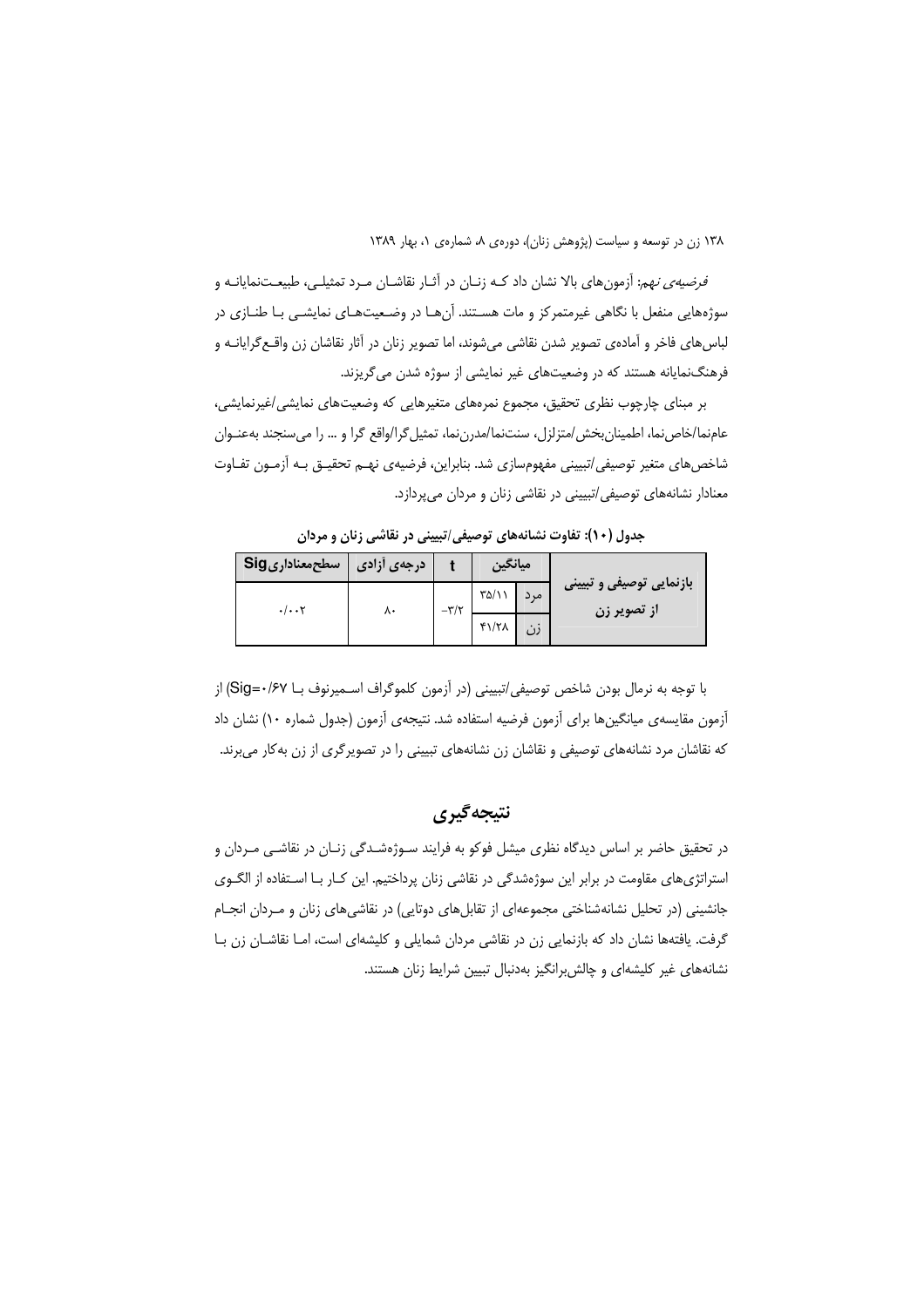*فرضیه‌ی نهم*: آزمون‌های بالا نشان داد کـه زنـان در آثـار نقاشـان مـرد تمثیلـی، طبیعـت‌نمایانـه و سوژه‌هایی منفعل با نگاهی غیرمتمرکز و مات هسـتند. آن‌هـا در وضـعیت‌هـای نمایشـی بـا طنـازی در لباس‌های فاخر و آماده‌ی تصویر شدن نقاشی می‌شوند، اما تصویر زنان در آثار نقاشان زن واقـع‌گرایانـه و فرهنگ‌نمایانه هستند که در وضعیت‌های غیر نمایشی از سوژه شدن می‌گریزند.

بر مبنای چارچوب نظری تحقیق، مجموع نمره‌های متغیرهایی که وضعیت‌های نمایشی/غیرنمایشی، عام‌نما/خاص‌نما، اطمینان‌بخش/متزلزل، سنت‌نما/مدرن‌نما، تمثیل‌گرا/واقع گرا و ... را می‌سنجند به‌عنـوان شاخص‌های متغیر توصیفی/تبیینی مفهوم‌سازی شد. بنابراین، فرضیه‌ی نهـم تحقیـق بـه آزمـون تفـاوت معنادار نشانه‌های توصیفی/تبیینی در نقاشی زنان و مردان می‌پردازد.

**جدول (۱۰): تفاوت نشانه‌های توصیفی/تبیینی در نقاشی زنان و مردان**

| | میانگین | | t | درجه‌ی آزادی | سطح‌معناداری Sig |
|---|---|---|---|---|---|
| **بازنمایی توصیفی و تبیینی از تصویر زن** | مرد | ۳۵/۱۱ | ۳/۲- | ۸۰ | ۰/۰۰۲ |
| | زن | ۴۱/۲۸ | | | |

با توجه به نرمال بودن شاخص توصیفی/تبیینی (در آزمون کلموگراف اسـمیرنوف بـا Sig=۰/۶۷) از آزمون مقایسه‌ی میانگین‌ها برای آزمون فرضیه استفاده شد. نتیجه‌ی آزمون (جدول شماره ۱۰) نشان داد که نقاشان مرد نشانه‌های توصیفی و نقاشان زن نشانه‌های تبیینی را در تصویرگری از زن به‌کار می‌برند.

## نتیجه‌گیری

در تحقیق حاضر بر اساس دیدگاه نظری میشل فوکو به فرایند سـوژه‌شـدگی زنـان در نقاشـی مـردان و استراتژی‌های مقاومت در برابر این سوژه‌شدگی در نقاشی زنان پرداختیم. این کـار بـا اسـتفاده از الگـوی جانشینی (در تحلیل نشانه‌شناختی مجموعه‌ای از تقابل‌های دوتایی) در نقاشی‌های زنان و مـردان انجـام گرفت. یافته‌ها نشان داد که بازنمایی زن در نقاشی مردان شمایلی و کلیشه‌ای است، امـا نقاشـان زن بـا نشانه‌های غیر کلیشه‌ای و چالش‌برانگیز به‌دنبال تبیین شرایط زنان هستند.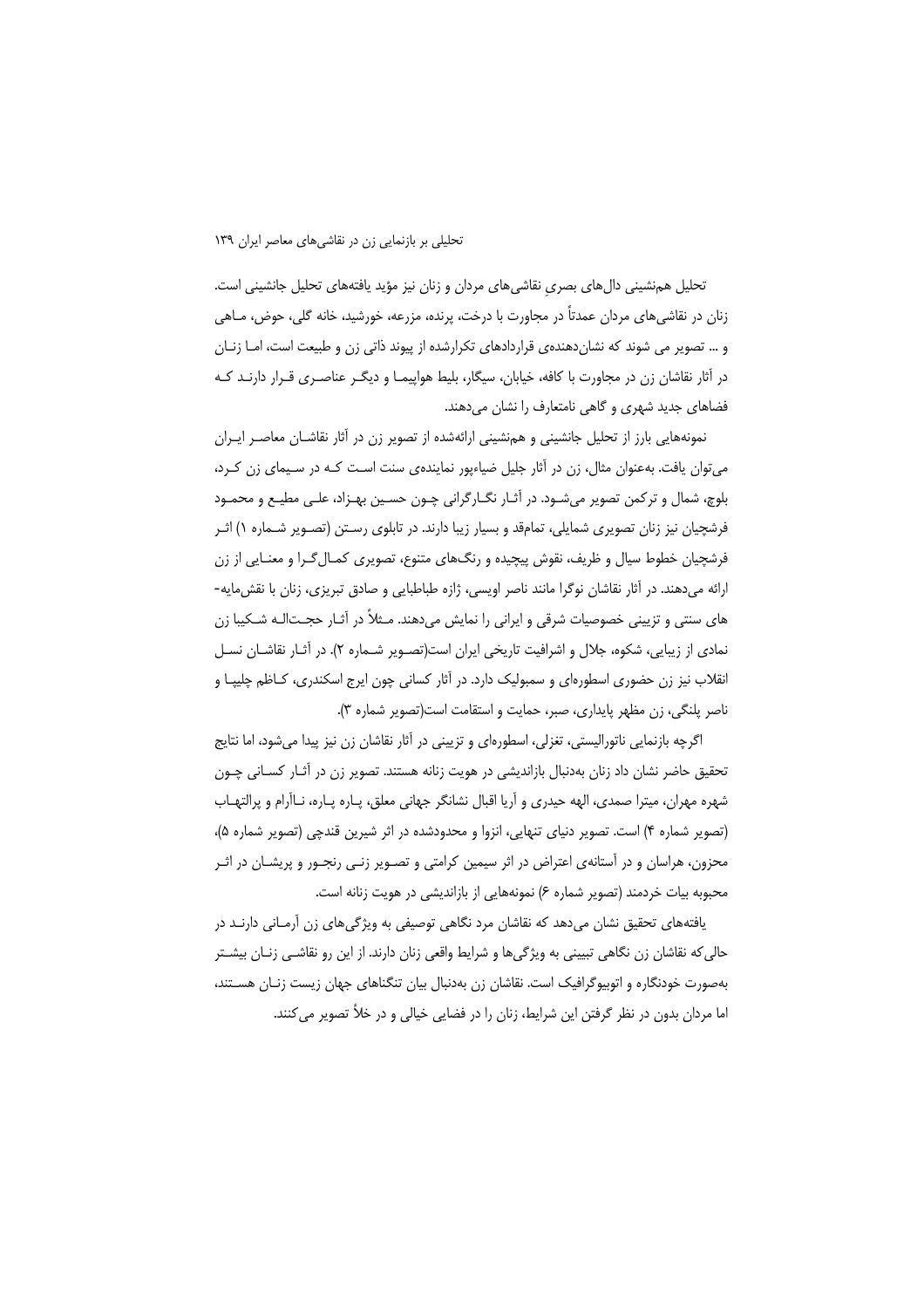تحلیل هم‌نشینی دال‌های بصریِ نقاشی‌های مردان و زنان نیز مؤید یافته‌های تحلیل جانشینی است. زنان در نقاشی‌های مردان عمدتاً در مجاورت با درخت، پرنده، مزرعه، خورشید، خانه گلی، حوض، ماهی و ... تصویر می شوند که نشان‌دهنده‌ی قراردادهای تکرارشده از پیوند ذاتی زن و طبیعت است، اما زنان در آثار نقاشان زن در مجاورت با کافه، خیابان، سیگار، بلیط هواپیما و دیگر عناصری قرار دارند که فضاهای جدید شهری و گاهی نامتعارف را نشان می‌دهند.

نمونه‌هایی بارز از تحلیل جانشینی و هم‌نشینی ارائه‌شده از تصویر زن در آثار نقاشان معاصر ایران می‌توان یافت. به‌عنوان مثال، زن در آثار جلیل ضیاءپور نماینده‌ی سنت است که در سیمای زن کرد، بلوچ، شمال و ترکمن تصویر می‌شود. در آثار نگارگرانی چون حسین بهزاد، علی مطیع و محمود فرشچیان نیز زنان تصویری شمایلی، تمام‌قد و بسیار زیبا دارند. در تابلوی رستن (تصویر شماره ۱) اثر فرشچیان خطوط سیال و ظریف، نقوش پیچیده و رنگ‌های متنوع، تصویری کمال‌گرا و معنایی از زن ارائه می‌دهند. در آثار نقاشان نوگرا مانند ناصر اویسی، ژازه طباطبایی و صادق تبریزی، زنان با نقش‌مایه‌های سنتی و تزیینی خصوصیات شرقی و ایرانی را نمایش می‌دهند. مثلاً در آثار حجت‌اله شکیبا زن نمادی از زیبایی، شکوه، جلال و اشرافیت تاریخی ایران است(تصویر شماره ۲). در آثار نقاشان نسل انقلاب نیز زن حضوری اسطوره‌ای و سمبولیک دارد. در آثار کسانی چون ایرج اسکندری، کاظم چلیپا و ناصر پلنگی، زن مظهر پایداری، صبر، حمایت و استقامت است(تصویر شماره ۳).

اگرچه بازنمایی ناتورالیستی، تغزلی، اسطوره‌ای و تزیینی در آثار نقاشان زن نیز پیدا می‌شود، اما نتایج تحقیق حاضر نشان داد زنان به‌دنبال بازاندیشی در هویت زنانه هستند. تصویر زن در آثار کسانی چون شهره مهران، میترا صمدی، الهه حیدری و آریا اقبال نشانگر جهانی معلق، پاره پاره، ناآرام و پرالتهاب (تصویر شماره ۴) است. تصویر دنیای تنهایی، انزوا و محدودشده در اثر شیرین قندچی (تصویر شماره ۵)، محزون، هراسان و در آستانه‌ی اعتراض در اثر سیمین کرامتی و تصویر زنی رنجور و پریشان در اثر محبوبه بیات خردمند (تصویر شماره ۶) نمونه‌هایی از بازاندیشی در هویت زنانه است.

یافته‌های تحقیق نشان می‌دهد که نقاشان مرد نگاهی توصیفی به ویژگی‌های زن آرمانی دارند در حالی‌که نقاشان زن نگاهی تبیینی به ویژگی‌ها و شرایط واقعی زنان دارند. از این رو نقاشی زنان بیشتر به‌صورت خودنگاره و اتوبیوگرافیک است. نقاشان زن به‌دنبال بیان تنگناهای جهان زیست زنان هستند، اما مردان بدون در نظر گرفتن این شرایط، زنان را در فضایی خیالی و در خلأ تصویر می‌کنند.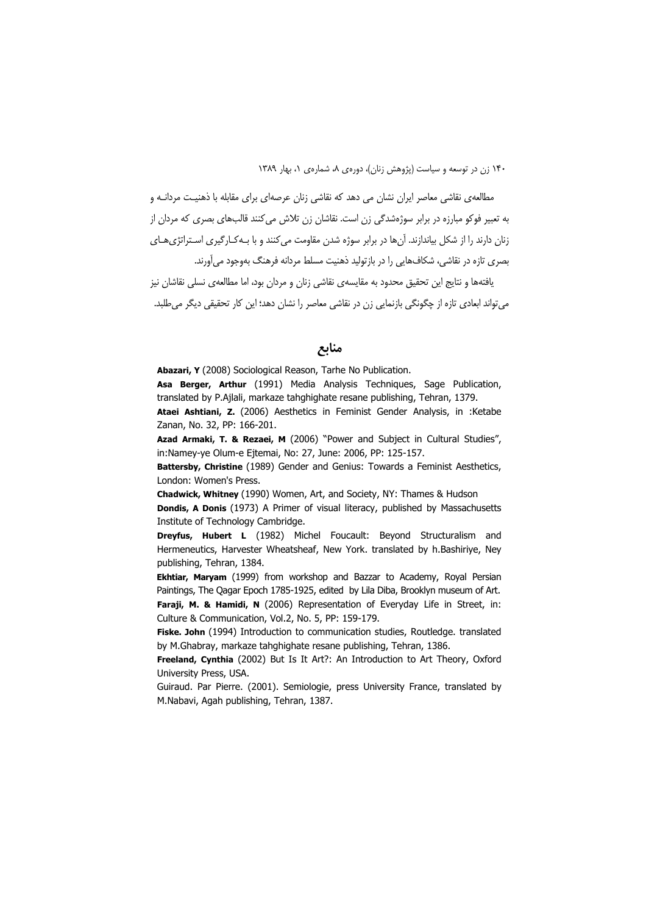مطالعه‌ی نقاشی معاصر ایران نشان می دهد که نقاشی زنان عرصه‌ای برای مقابله با ذهنیت مردانه و به تعبیر فوکو مبارزه در برابر سوژه‌شدگی زن است. نقاشان زن تلاش می‌کنند قالب‌های بصری که مردان از زنان دارند را از شکل بیاندازند. آن‌ها در برابر سوژه شدن مقاومت می‌کنند و با به‌کارگیری استراتژی‌های بصری تازه در نقاشی، شکاف‌هایی را در بازتولید ذهنیت مسلط مردانه فرهنگ به‌وجود می‌آورند.

یافته‌ها و نتایج این تحقیق محدود به مقایسه‌ی نقاشی زنان و مردان بود، اما مطالعه‌ی نسلی نقاشان نیز می‌تواند ابعادی تازه از چگونگی بازنمایی زن در نقاشی معاصر را نشان دهد؛ این کار تحقیقی دیگر می‌طلبد.

## منابع

**Abazari, Y** (2008) Sociological Reason, Tarhe No Publication.

**Asa Berger, Arthur** (1991) Media Analysis Techniques, Sage Publication, translated by P.Ajlali, markaze tahghighate resane publishing, Tehran, 1379.

**Ataei Ashtiani, Z.** (2006) Aesthetics in Feminist Gender Analysis, in :Ketabe Zanan, No. 32, PP: 166-201.

**Azad Armaki, T. & Rezaei, M** (2006) "Power and Subject in Cultural Studies", in:Namey-ye Olum-e Ejtemai, No: 27, June: 2006, PP: 125-157.

**Battersby, Christine** (1989) Gender and Genius: Towards a Feminist Aesthetics, London: Women's Press.

**Chadwick, Whitney** (1990) Women, Art, and Society, NY: Thames & Hudson

**Dondis, A Donis** (1973) A Primer of visual literacy, published by Massachusetts Institute of Technology Cambridge.

**Dreyfus, Hubert L** (1982) Michel Foucault: Beyond Structuralism and Hermeneutics, Harvester Wheatsheaf, New York. translated by h.Bashiriye, Ney publishing, Tehran, 1384.

**Ekhtiar, Maryam** (1999) from workshop and Bazzar to Academy, Royal Persian Paintings, The Qagar Epoch 1785-1925, edited by Lila Diba, Brooklyn museum of Art.

**Faraji, M. & Hamidi, N** (2006) Representation of Everyday Life in Street, in: Culture & Communication, Vol.2, No. 5, PP: 159-179.

**Fiske. John** (1994) Introduction to communication studies, Routledge. translated by M.Ghabray, markaze tahghighate resane publishing, Tehran, 1386.

**Freeland, Cynthia** (2002) But Is It Art?: An Introduction to Art Theory, Oxford University Press, USA.

Guiraud. Par Pierre. (2001). Semiologie, press University France, translated by M.Nabavi, Agah publishing, Tehran, 1387.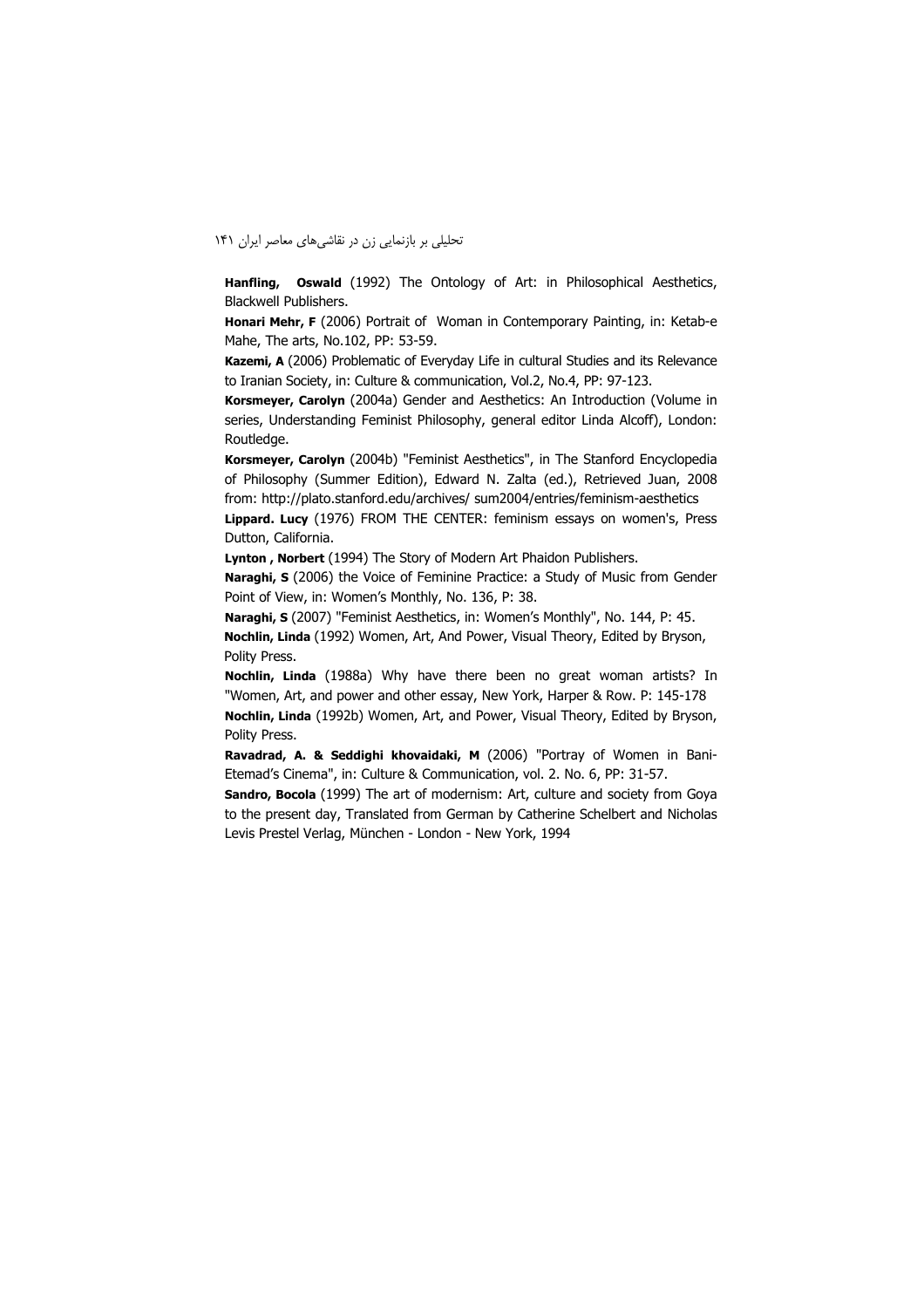**Hanfling, Oswald** (1992) The Ontology of Art: in Philosophical Aesthetics, Blackwell Publishers.

**Honari Mehr, F** (2006) Portrait of Woman in Contemporary Painting, in: Ketab-e Mahe, The arts, No.102, PP: 53-59.

**Kazemi, A** (2006) Problematic of Everyday Life in cultural Studies and its Relevance to Iranian Society, in: Culture & communication, Vol.2, No.4, PP: 97-123.

**Korsmeyer, Carolyn** (2004a) Gender and Aesthetics: An Introduction (Volume in series, Understanding Feminist Philosophy, general editor Linda Alcoff), London: Routledge.

**Korsmeyer, Carolyn** (2004b) "Feminist Aesthetics", in The Stanford Encyclopedia of Philosophy (Summer Edition), Edward N. Zalta (ed.), Retrieved Juan, 2008 from: http://plato.stanford.edu/archives/ sum2004/entries/feminism-aesthetics

**Lippard. Lucy** (1976) FROM THE CENTER: feminism essays on women's, Press Dutton, California.

**Lynton , Norbert** (1994) The Story of Modern Art Phaidon Publishers.

**Naraghi, S** (2006) the Voice of Feminine Practice: a Study of Music from Gender Point of View, in: Women's Monthly, No. 136, P: 38.

**Naraghi, S** (2007) "Feminist Aesthetics, in: Women's Monthly", No. 144, P: 45.

**Nochlin, Linda** (1992) Women, Art, And Power, Visual Theory, Edited by Bryson, Polity Press.

**Nochlin, Linda** (1988a) Why have there been no great woman artists? In "Women, Art, and power and other essay, New York, Harper & Row. P: 145-178

**Nochlin, Linda** (1992b) Women, Art, and Power, Visual Theory, Edited by Bryson, Polity Press.

**Ravadrad, A. & Seddighi khovaidaki, M** (2006) "Portray of Women in Bani-Etemad's Cinema", in: Culture & Communication, vol. 2. No. 6, PP: 31-57.

**Sandro, Bocola** (1999) The art of modernism: Art, culture and society from Goya to the present day, Translated from German by Catherine Schelbert and Nicholas Levis Prestel Verlag, München - London - New York, 1994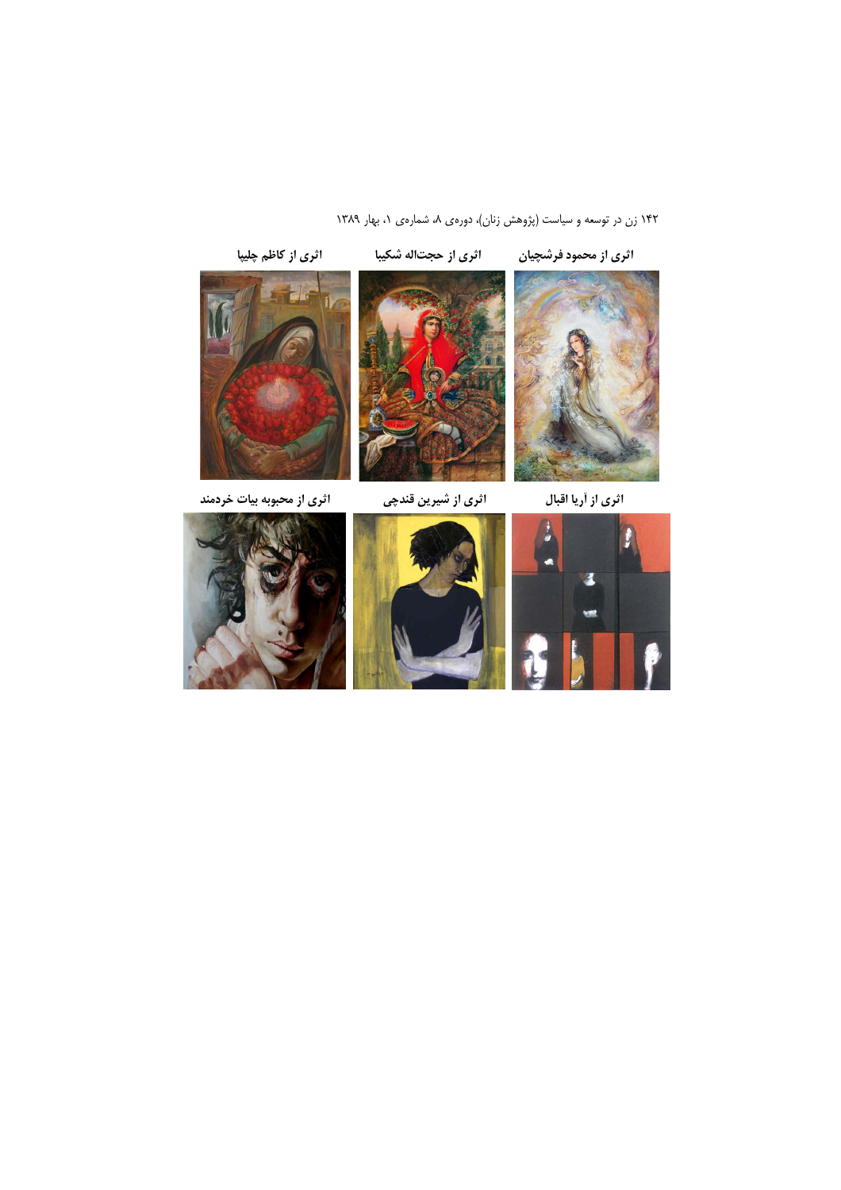اثری از محمود فرشچیان

اثری از حجت‌اله شکیبا

اثری از کاظم چلیپا

اثری از آریا اقبال

اثری از شیرین قندچی

اثری از محبوبه بیات خردمند